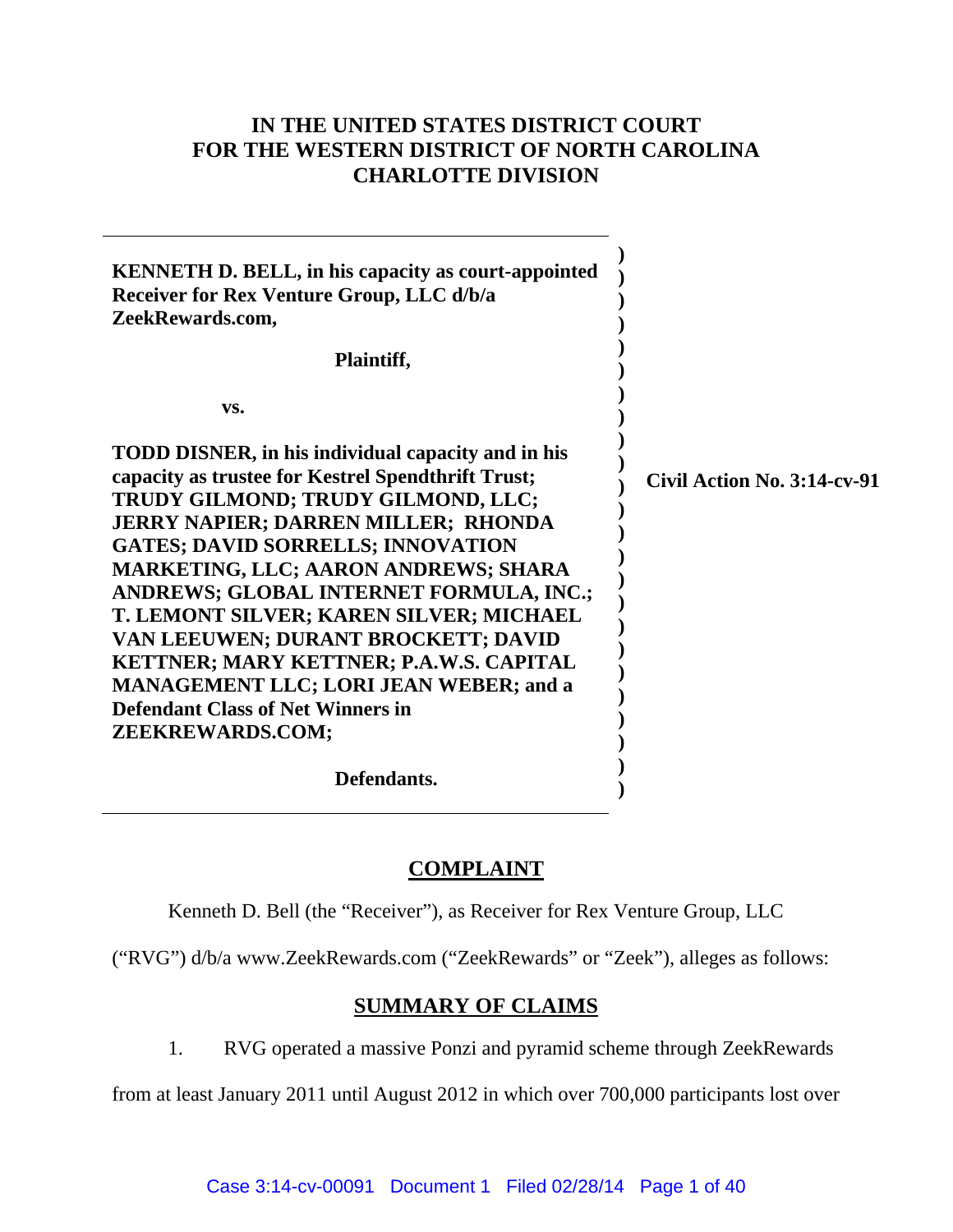# IN THE UNITED STATES DISTRICT COURT FOR THE WESTERN DISTRICT OF NORTH CAROLINA CHARLOTTE DIVISION

| | |
|---|---|
| **KENNETH D. BELL, in his capacity as court-appointed Receiver for Rex Venture Group, LLC d/b/a ZeekRewards.com,**<br><br>**Plaintiff,**<br><br>**vs.**<br><br>**TODD DISNER, in his individual capacity and in his capacity as trustee for Kestrel Spendthrift Trust; TRUDY GILMOND; TRUDY GILMOND, LLC; JERRY NAPIER; DARREN MILLER; RHONDA GATES; DAVID SORRELLS; INNOVATION MARKETING, LLC; AARON ANDREWS; SHARA ANDREWS; GLOBAL INTERNET FORMULA, INC.; T. LEMONT SILVER; KAREN SILVER; MICHAEL VAN LEEUWEN; DURANT BROCKETT; DAVID KETTNER; MARY KETTNER; P.A.W.S. CAPITAL MANAGEMENT LLC; LORI JEAN WEBER; and a Defendant Class of Net Winners in ZEEKREWARDS.COM;**<br><br>**Defendants.** | **Civil Action No. 3:14-cv-91** |

## COMPLAINT

Kenneth D. Bell (the "Receiver"), as Receiver for Rex Venture Group, LLC ("RVG") d/b/a www.ZeekRewards.com ("ZeekRewards" or "Zeek"), alleges as follows:

## SUMMARY OF CLAIMS

1. RVG operated a massive Ponzi and pyramid scheme through ZeekRewards from at least January 2011 until August 2012 in which over 700,000 participants lost over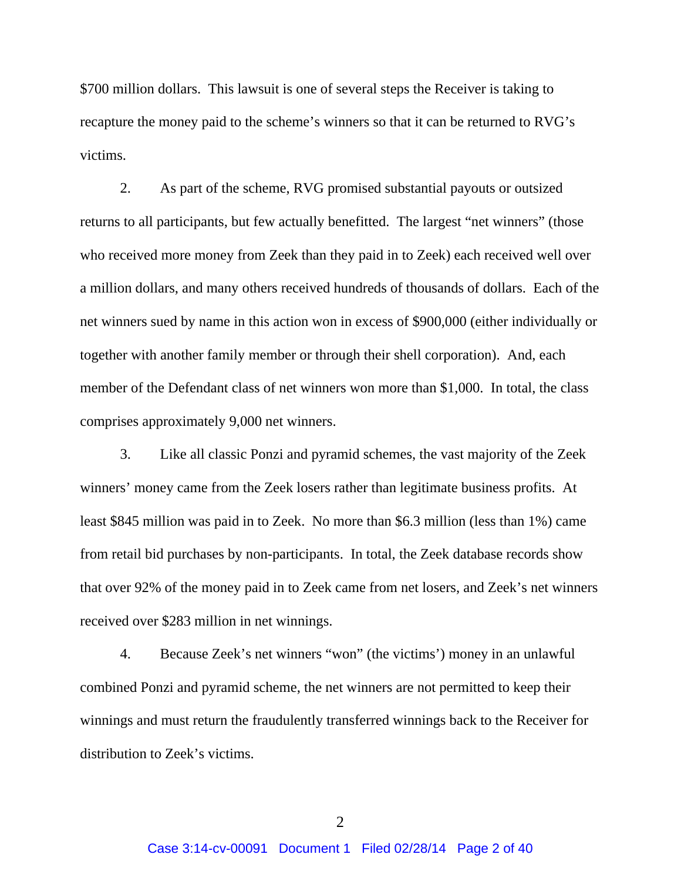$700 million dollars. This lawsuit is one of several steps the Receiver is taking to recapture the money paid to the scheme's winners so that it can be returned to RVG's victims.

2. As part of the scheme, RVG promised substantial payouts or outsized returns to all participants, but few actually benefitted. The largest "net winners" (those who received more money from Zeek than they paid in to Zeek) each received well over a million dollars, and many others received hundreds of thousands of dollars. Each of the net winners sued by name in this action won in excess of $900,000 (either individually or together with another family member or through their shell corporation). And, each member of the Defendant class of net winners won more than $1,000. In total, the class comprises approximately 9,000 net winners.

3. Like all classic Ponzi and pyramid schemes, the vast majority of the Zeek winners' money came from the Zeek losers rather than legitimate business profits. At least $845 million was paid in to Zeek. No more than $6.3 million (less than 1%) came from retail bid purchases by non-participants. In total, the Zeek database records show that over 92% of the money paid in to Zeek came from net losers, and Zeek's net winners received over $283 million in net winnings.

4. Because Zeek's net winners "won" (the victims') money in an unlawful combined Ponzi and pyramid scheme, the net winners are not permitted to keep their winnings and must return the fraudulently transferred winnings back to the Receiver for distribution to Zeek's victims.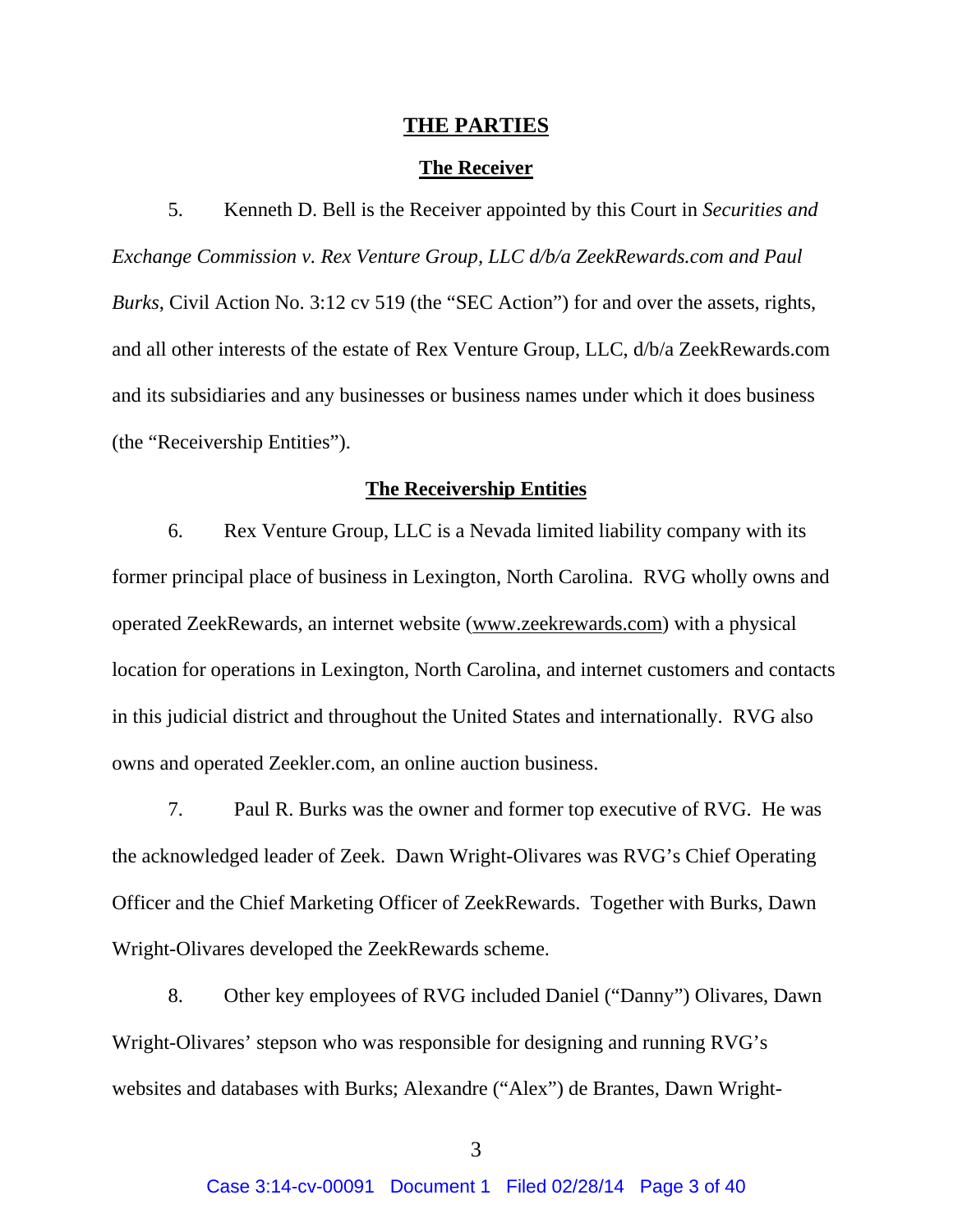## THE PARTIES

### The Receiver

5. Kenneth D. Bell is the Receiver appointed by this Court in *Securities and Exchange Commission v. Rex Venture Group, LLC d/b/a ZeekRewards.com and Paul Burks*, Civil Action No. 3:12 cv 519 (the "SEC Action") for and over the assets, rights, and all other interests of the estate of Rex Venture Group, LLC, d/b/a ZeekRewards.com and its subsidiaries and any businesses or business names under which it does business (the "Receivership Entities").

### The Receivership Entities

6. Rex Venture Group, LLC is a Nevada limited liability company with its former principal place of business in Lexington, North Carolina. RVG wholly owns and operated ZeekRewards, an internet website (www.zeekrewards.com) with a physical location for operations in Lexington, North Carolina, and internet customers and contacts in this judicial district and throughout the United States and internationally. RVG also owns and operated Zeekler.com, an online auction business.

7. Paul R. Burks was the owner and former top executive of RVG. He was the acknowledged leader of Zeek. Dawn Wright-Olivares was RVG's Chief Operating Officer and the Chief Marketing Officer of ZeekRewards. Together with Burks, Dawn Wright-Olivares developed the ZeekRewards scheme.

8. Other key employees of RVG included Daniel ("Danny") Olivares, Dawn Wright-Olivares' stepson who was responsible for designing and running RVG's websites and databases with Burks; Alexandre ("Alex") de Brantes, Dawn Wright-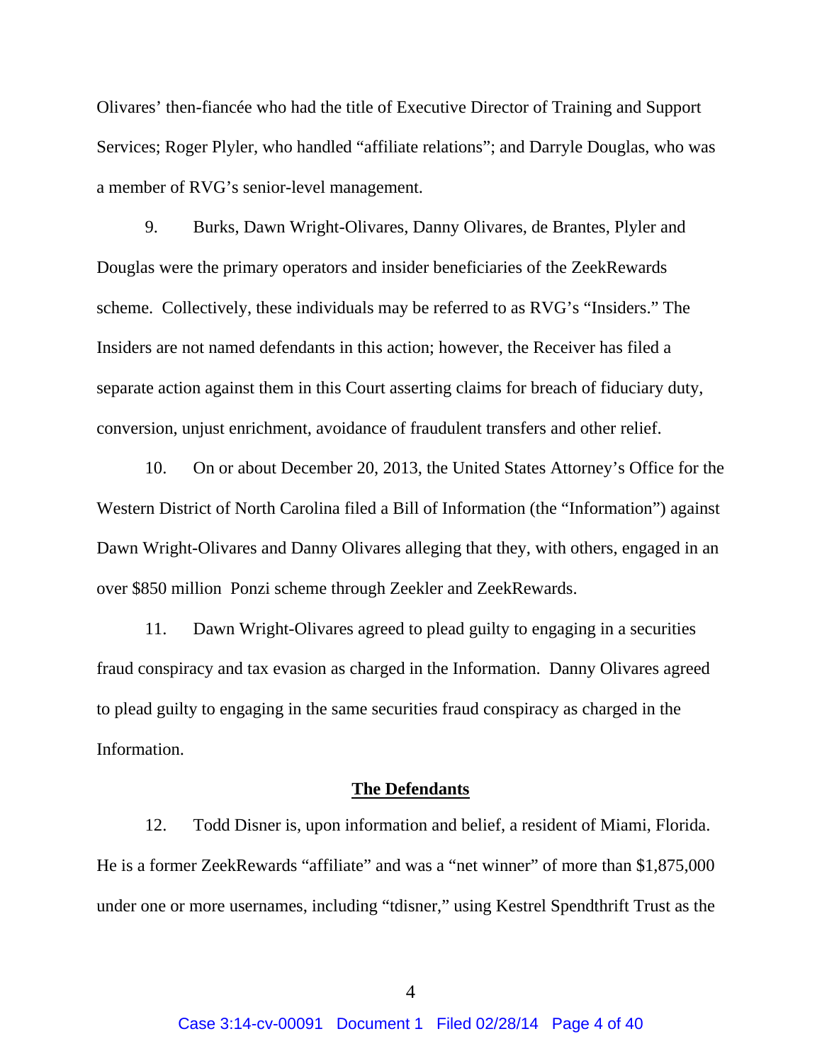Olivares' then-fiancée who had the title of Executive Director of Training and Support Services; Roger Plyler, who handled "affiliate relations"; and Darryle Douglas, who was a member of RVG's senior-level management.

9. Burks, Dawn Wright-Olivares, Danny Olivares, de Brantes, Plyler and Douglas were the primary operators and insider beneficiaries of the ZeekRewards scheme. Collectively, these individuals may be referred to as RVG's "Insiders." The Insiders are not named defendants in this action; however, the Receiver has filed a separate action against them in this Court asserting claims for breach of fiduciary duty, conversion, unjust enrichment, avoidance of fraudulent transfers and other relief.

10. On or about December 20, 2013, the United States Attorney's Office for the Western District of North Carolina filed a Bill of Information (the "Information") against Dawn Wright-Olivares and Danny Olivares alleging that they, with others, engaged in an over $850 million Ponzi scheme through Zeekler and ZeekRewards.

11. Dawn Wright-Olivares agreed to plead guilty to engaging in a securities fraud conspiracy and tax evasion as charged in the Information. Danny Olivares agreed to plead guilty to engaging in the same securities fraud conspiracy as charged in the Information.

## The Defendants

12. Todd Disner is, upon information and belief, a resident of Miami, Florida. He is a former ZeekRewards "affiliate" and was a "net winner" of more than $1,875,000 under one or more usernames, including "tdisner," using Kestrel Spendthrift Trust as the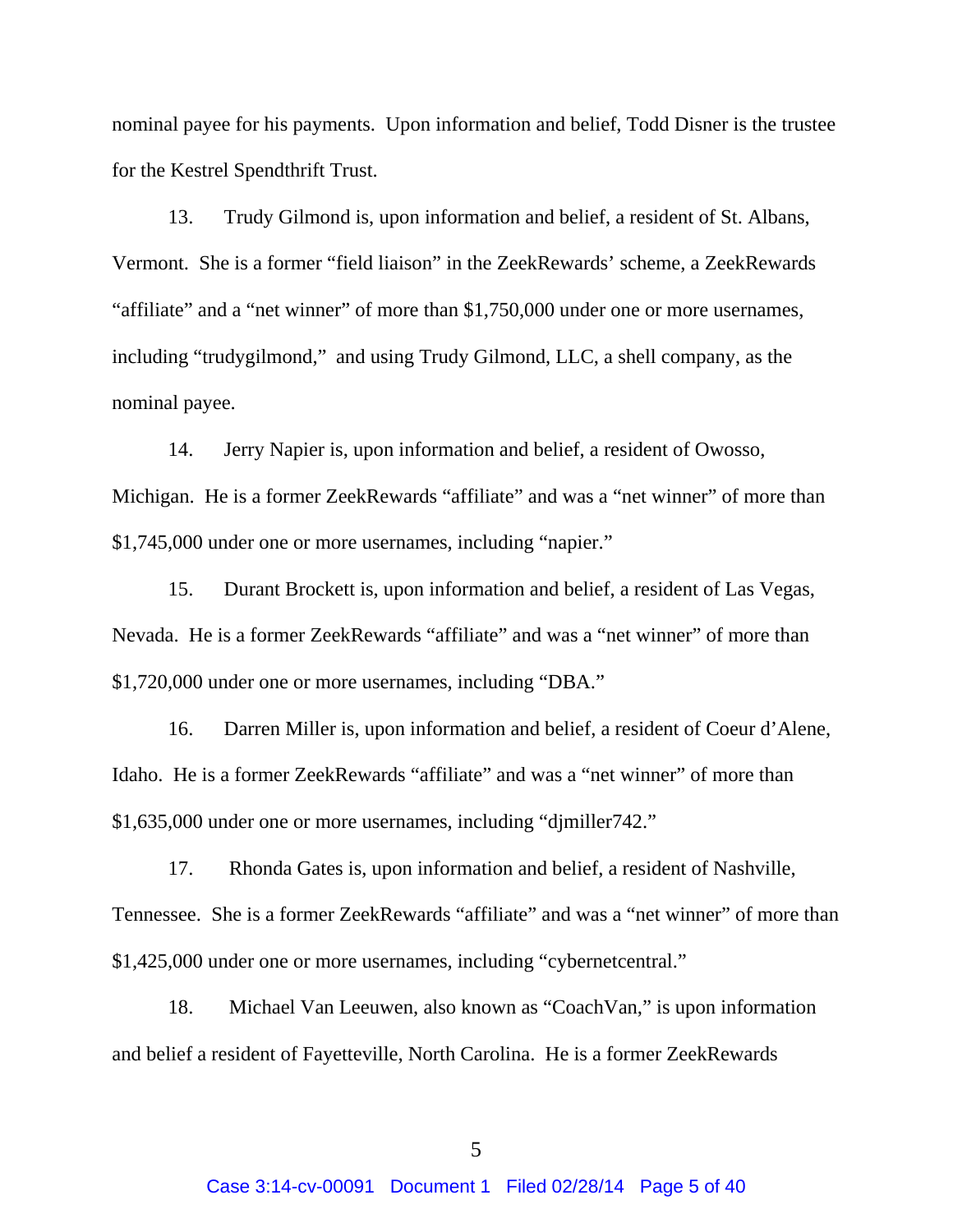nominal payee for his payments. Upon information and belief, Todd Disner is the trustee for the Kestrel Spendthrift Trust.

13. Trudy Gilmond is, upon information and belief, a resident of St. Albans, Vermont. She is a former "field liaison" in the ZeekRewards' scheme, a ZeekRewards "affiliate" and a "net winner" of more than $1,750,000 under one or more usernames, including "trudygilmond," and using Trudy Gilmond, LLC, a shell company, as the nominal payee.

14. Jerry Napier is, upon information and belief, a resident of Owosso, Michigan. He is a former ZeekRewards "affiliate" and was a "net winner" of more than $1,745,000 under one or more usernames, including "napier."

15. Durant Brockett is, upon information and belief, a resident of Las Vegas, Nevada. He is a former ZeekRewards "affiliate" and was a "net winner" of more than $1,720,000 under one or more usernames, including "DBA."

16. Darren Miller is, upon information and belief, a resident of Coeur d'Alene, Idaho. He is a former ZeekRewards "affiliate" and was a "net winner" of more than $1,635,000 under one or more usernames, including "djmiller742."

17. Rhonda Gates is, upon information and belief, a resident of Nashville, Tennessee. She is a former ZeekRewards "affiliate" and was a "net winner" of more than $1,425,000 under one or more usernames, including "cybernetcentral."

18. Michael Van Leeuwen, also known as "CoachVan," is upon information and belief a resident of Fayetteville, North Carolina. He is a former ZeekRewards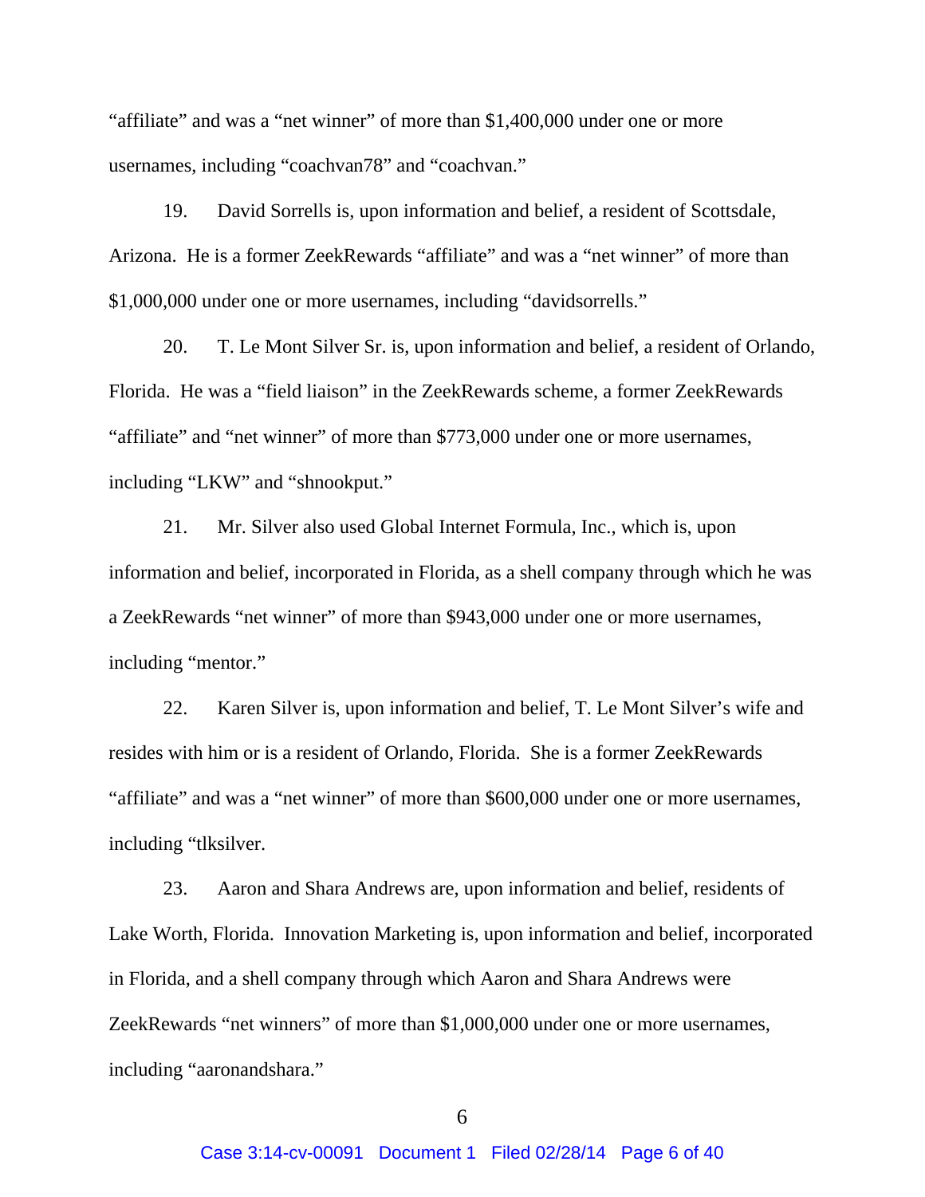"affiliate" and was a "net winner" of more than $1,400,000 under one or more usernames, including "coachvan78" and "coachvan."

19. David Sorrells is, upon information and belief, a resident of Scottsdale, Arizona. He is a former ZeekRewards "affiliate" and was a "net winner" of more than $1,000,000 under one or more usernames, including "davidsorrells."

20. T. Le Mont Silver Sr. is, upon information and belief, a resident of Orlando, Florida. He was a "field liaison" in the ZeekRewards scheme, a former ZeekRewards "affiliate" and "net winner" of more than $773,000 under one or more usernames, including "LKW" and "shnookput."

21. Mr. Silver also used Global Internet Formula, Inc., which is, upon information and belief, incorporated in Florida, as a shell company through which he was a ZeekRewards "net winner" of more than $943,000 under one or more usernames, including "mentor."

22. Karen Silver is, upon information and belief, T. Le Mont Silver's wife and resides with him or is a resident of Orlando, Florida. She is a former ZeekRewards "affiliate" and was a "net winner" of more than $600,000 under one or more usernames, including "tlksilver.

23. Aaron and Shara Andrews are, upon information and belief, residents of Lake Worth, Florida. Innovation Marketing is, upon information and belief, incorporated in Florida, and a shell company through which Aaron and Shara Andrews were ZeekRewards "net winners" of more than $1,000,000 under one or more usernames, including "aaronandshara."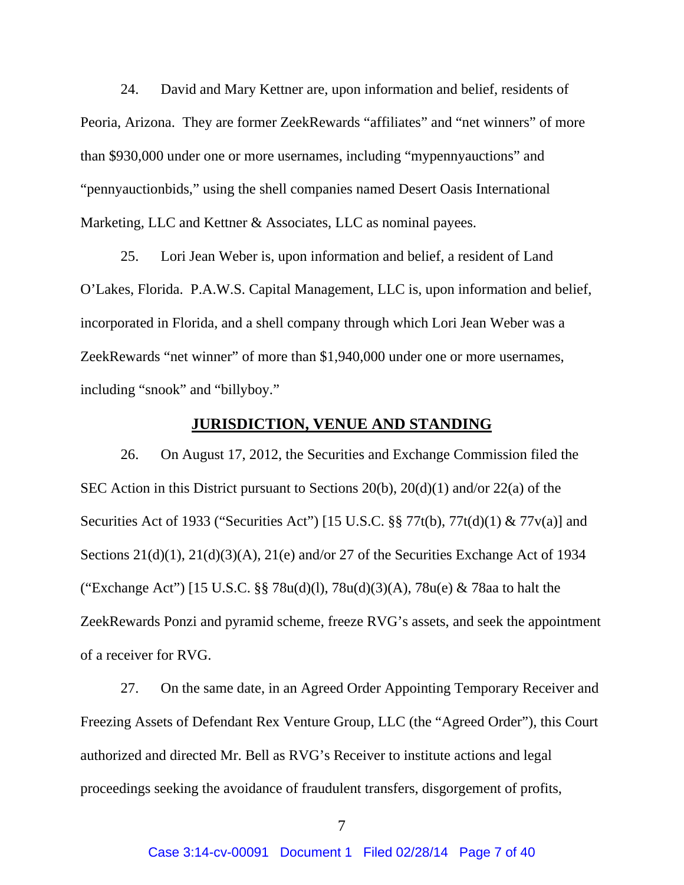24. David and Mary Kettner are, upon information and belief, residents of Peoria, Arizona. They are former ZeekRewards "affiliates" and "net winners" of more than $930,000 under one or more usernames, including "mypennyauctions" and "pennyauctionbids," using the shell companies named Desert Oasis International Marketing, LLC and Kettner & Associates, LLC as nominal payees.

25. Lori Jean Weber is, upon information and belief, a resident of Land O'Lakes, Florida. P.A.W.S. Capital Management, LLC is, upon information and belief, incorporated in Florida, and a shell company through which Lori Jean Weber was a ZeekRewards "net winner" of more than $1,940,000 under one or more usernames, including "snook" and "billyboy."

## JURISDICTION, VENUE AND STANDING

26. On August 17, 2012, the Securities and Exchange Commission filed the SEC Action in this District pursuant to Sections 20(b), 20(d)(1) and/or 22(a) of the Securities Act of 1933 ("Securities Act") [15 U.S.C. §§ 77t(b), 77t(d)(1) & 77v(a)] and Sections 21(d)(1), 21(d)(3)(A), 21(e) and/or 27 of the Securities Exchange Act of 1934 ("Exchange Act") [15 U.S.C. §§ 78u(d)(l), 78u(d)(3)(A), 78u(e) & 78aa to halt the ZeekRewards Ponzi and pyramid scheme, freeze RVG's assets, and seek the appointment of a receiver for RVG.

27. On the same date, in an Agreed Order Appointing Temporary Receiver and Freezing Assets of Defendant Rex Venture Group, LLC (the "Agreed Order"), this Court authorized and directed Mr. Bell as RVG's Receiver to institute actions and legal proceedings seeking the avoidance of fraudulent transfers, disgorgement of profits,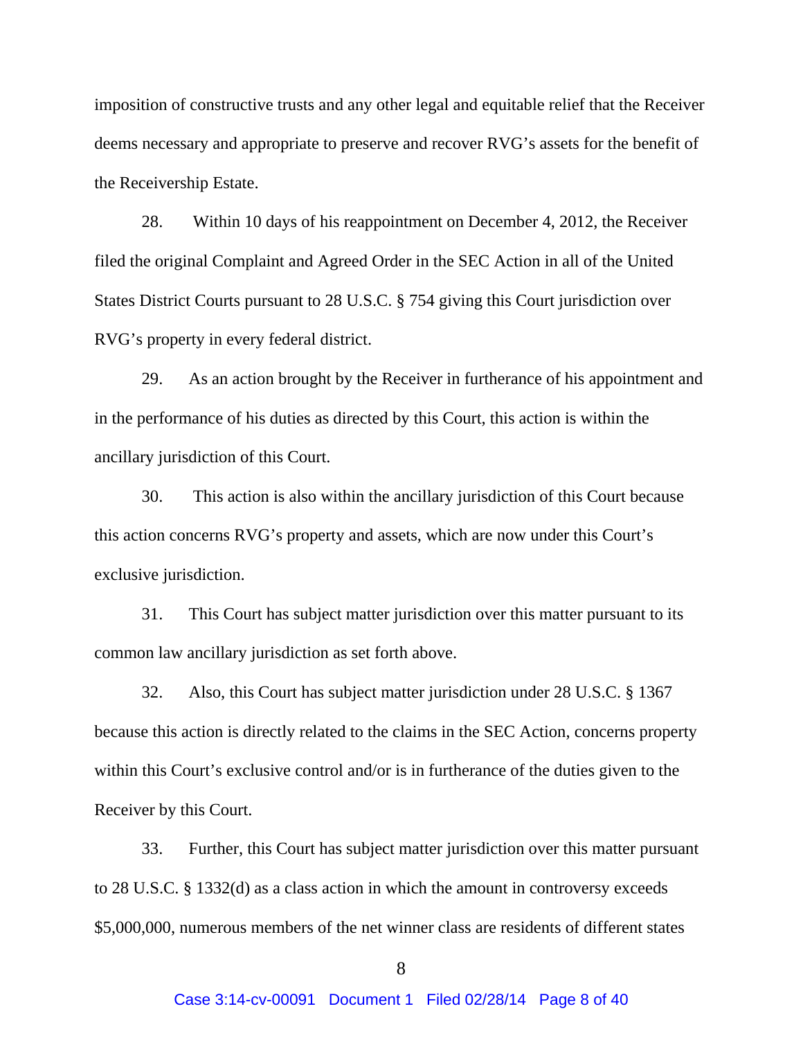imposition of constructive trusts and any other legal and equitable relief that the Receiver deems necessary and appropriate to preserve and recover RVG's assets for the benefit of the Receivership Estate.

28. Within 10 days of his reappointment on December 4, 2012, the Receiver filed the original Complaint and Agreed Order in the SEC Action in all of the United States District Courts pursuant to 28 U.S.C. § 754 giving this Court jurisdiction over RVG's property in every federal district.

29. As an action brought by the Receiver in furtherance of his appointment and in the performance of his duties as directed by this Court, this action is within the ancillary jurisdiction of this Court.

30. This action is also within the ancillary jurisdiction of this Court because this action concerns RVG's property and assets, which are now under this Court's exclusive jurisdiction.

31. This Court has subject matter jurisdiction over this matter pursuant to its common law ancillary jurisdiction as set forth above.

32. Also, this Court has subject matter jurisdiction under 28 U.S.C. § 1367 because this action is directly related to the claims in the SEC Action, concerns property within this Court's exclusive control and/or is in furtherance of the duties given to the Receiver by this Court.

33. Further, this Court has subject matter jurisdiction over this matter pursuant to 28 U.S.C. § 1332(d) as a class action in which the amount in controversy exceeds $5,000,000, numerous members of the net winner class are residents of different states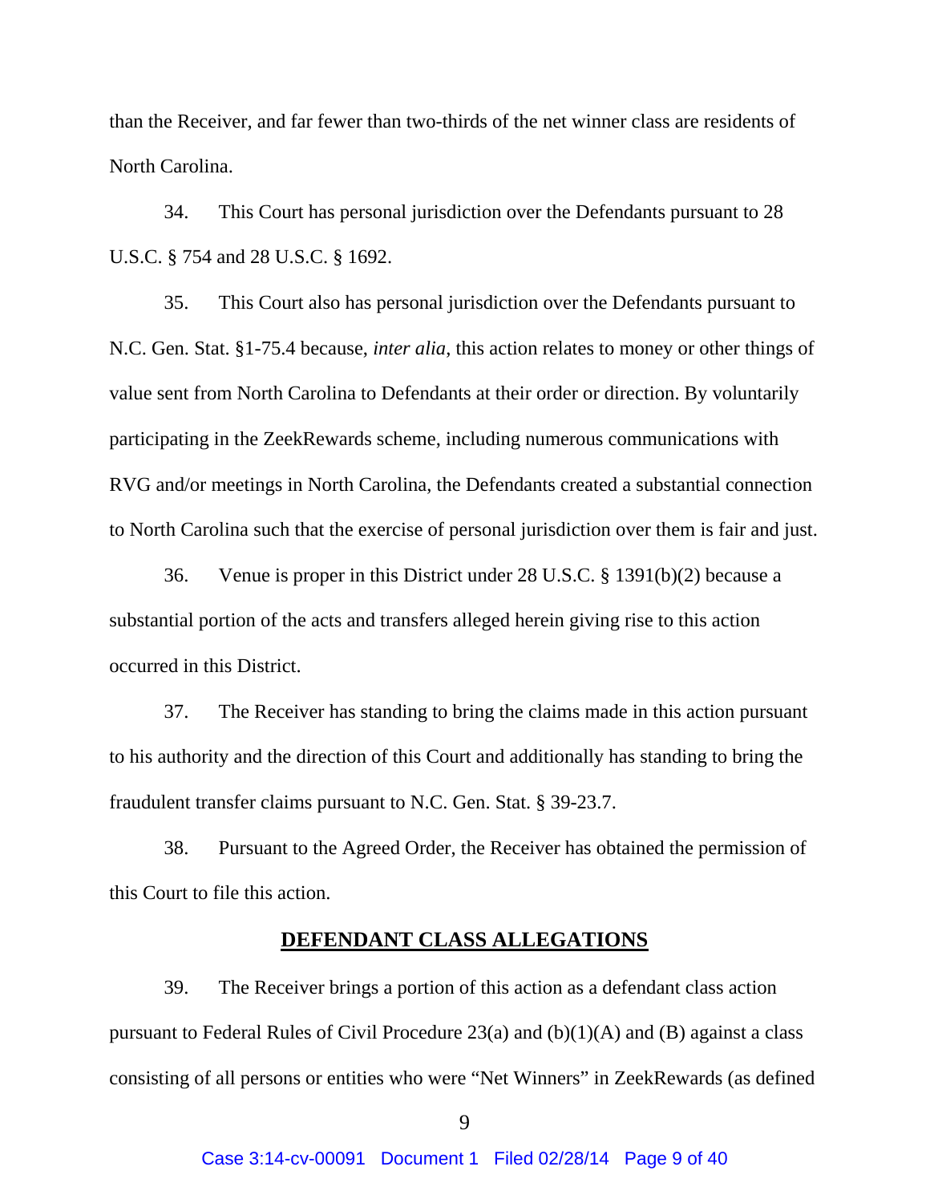than the Receiver, and far fewer than two-thirds of the net winner class are residents of North Carolina.

34. This Court has personal jurisdiction over the Defendants pursuant to 28 U.S.C. § 754 and 28 U.S.C. § 1692.

35. This Court also has personal jurisdiction over the Defendants pursuant to N.C. Gen. Stat. §1-75.4 because, *inter alia*, this action relates to money or other things of value sent from North Carolina to Defendants at their order or direction. By voluntarily participating in the ZeekRewards scheme, including numerous communications with RVG and/or meetings in North Carolina, the Defendants created a substantial connection to North Carolina such that the exercise of personal jurisdiction over them is fair and just.

36. Venue is proper in this District under 28 U.S.C. § 1391(b)(2) because a substantial portion of the acts and transfers alleged herein giving rise to this action occurred in this District.

37. The Receiver has standing to bring the claims made in this action pursuant to his authority and the direction of this Court and additionally has standing to bring the fraudulent transfer claims pursuant to N.C. Gen. Stat. § 39-23.7.

38. Pursuant to the Agreed Order, the Receiver has obtained the permission of this Court to file this action.

## DEFENDANT CLASS ALLEGATIONS

39. The Receiver brings a portion of this action as a defendant class action pursuant to Federal Rules of Civil Procedure 23(a) and (b)(1)(A) and (B) against a class consisting of all persons or entities who were "Net Winners" in ZeekRewards (as defined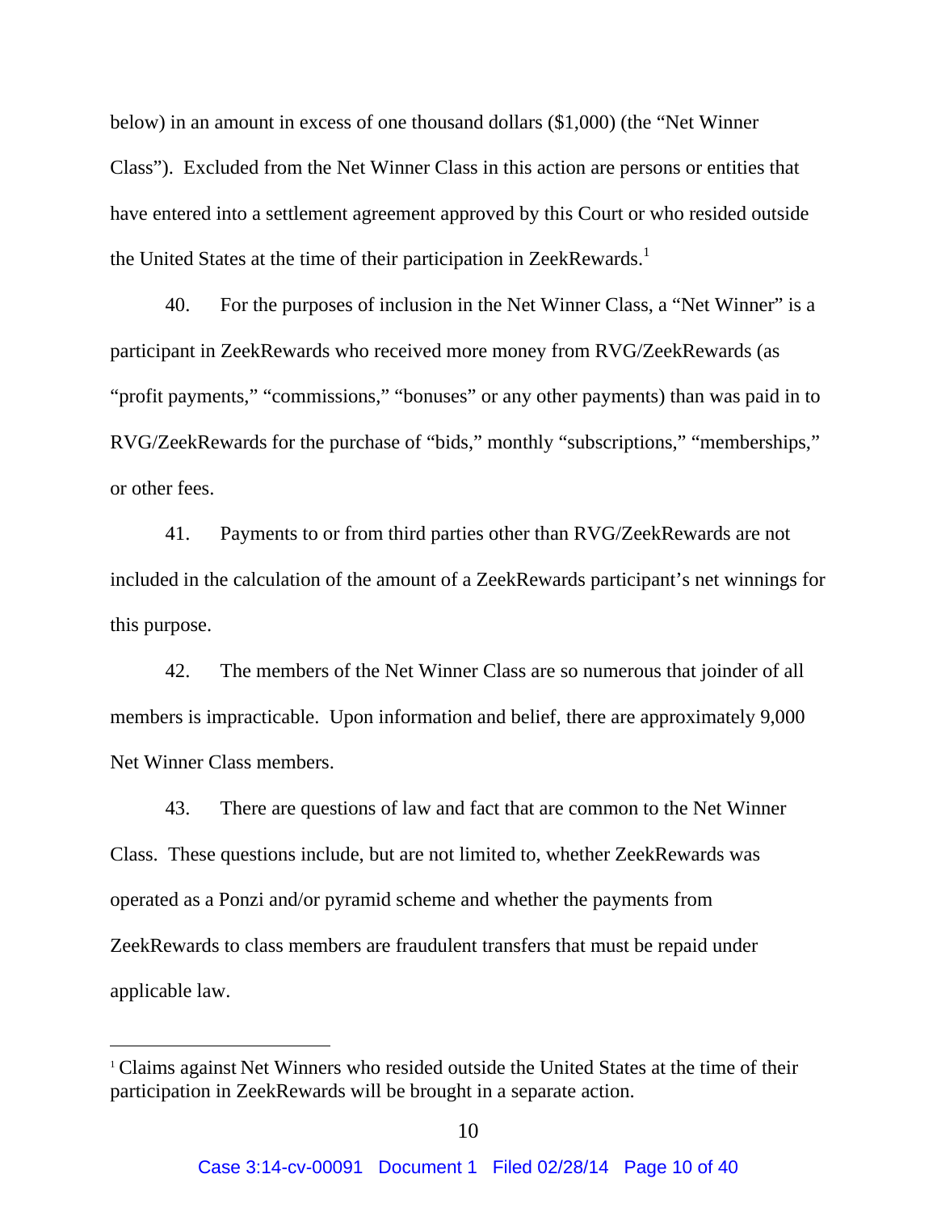below) in an amount in excess of one thousand dollars ($1,000) (the "Net Winner Class"). Excluded from the Net Winner Class in this action are persons or entities that have entered into a settlement agreement approved by this Court or who resided outside the United States at the time of their participation in ZeekRewards.[1]

40. For the purposes of inclusion in the Net Winner Class, a "Net Winner" is a participant in ZeekRewards who received more money from RVG/ZeekRewards (as "profit payments," "commissions," "bonuses" or any other payments) than was paid in to RVG/ZeekRewards for the purchase of "bids," monthly "subscriptions," "memberships," or other fees.

41. Payments to or from third parties other than RVG/ZeekRewards are not included in the calculation of the amount of a ZeekRewards participant's net winnings for this purpose.

42. The members of the Net Winner Class are so numerous that joinder of all members is impracticable. Upon information and belief, there are approximately 9,000 Net Winner Class members.

43. There are questions of law and fact that are common to the Net Winner Class. These questions include, but are not limited to, whether ZeekRewards was operated as a Ponzi and/or pyramid scheme and whether the payments from ZeekRewards to class members are fraudulent transfers that must be repaid under applicable law.

---

[1] Claims against Net Winners who resided outside the United States at the time of their participation in ZeekRewards will be brought in a separate action.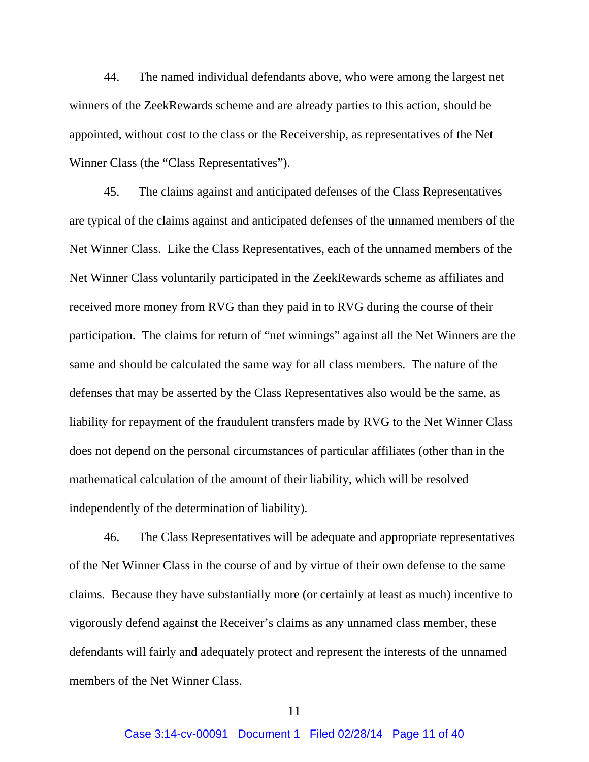44. The named individual defendants above, who were among the largest net winners of the ZeekRewards scheme and are already parties to this action, should be appointed, without cost to the class or the Receivership, as representatives of the Net Winner Class (the "Class Representatives").

45. The claims against and anticipated defenses of the Class Representatives are typical of the claims against and anticipated defenses of the unnamed members of the Net Winner Class. Like the Class Representatives, each of the unnamed members of the Net Winner Class voluntarily participated in the ZeekRewards scheme as affiliates and received more money from RVG than they paid in to RVG during the course of their participation. The claims for return of "net winnings" against all the Net Winners are the same and should be calculated the same way for all class members. The nature of the defenses that may be asserted by the Class Representatives also would be the same, as liability for repayment of the fraudulent transfers made by RVG to the Net Winner Class does not depend on the personal circumstances of particular affiliates (other than in the mathematical calculation of the amount of their liability, which will be resolved independently of the determination of liability).

46. The Class Representatives will be adequate and appropriate representatives of the Net Winner Class in the course of and by virtue of their own defense to the same claims. Because they have substantially more (or certainly at least as much) incentive to vigorously defend against the Receiver's claims as any unnamed class member, these defendants will fairly and adequately protect and represent the interests of the unnamed members of the Net Winner Class.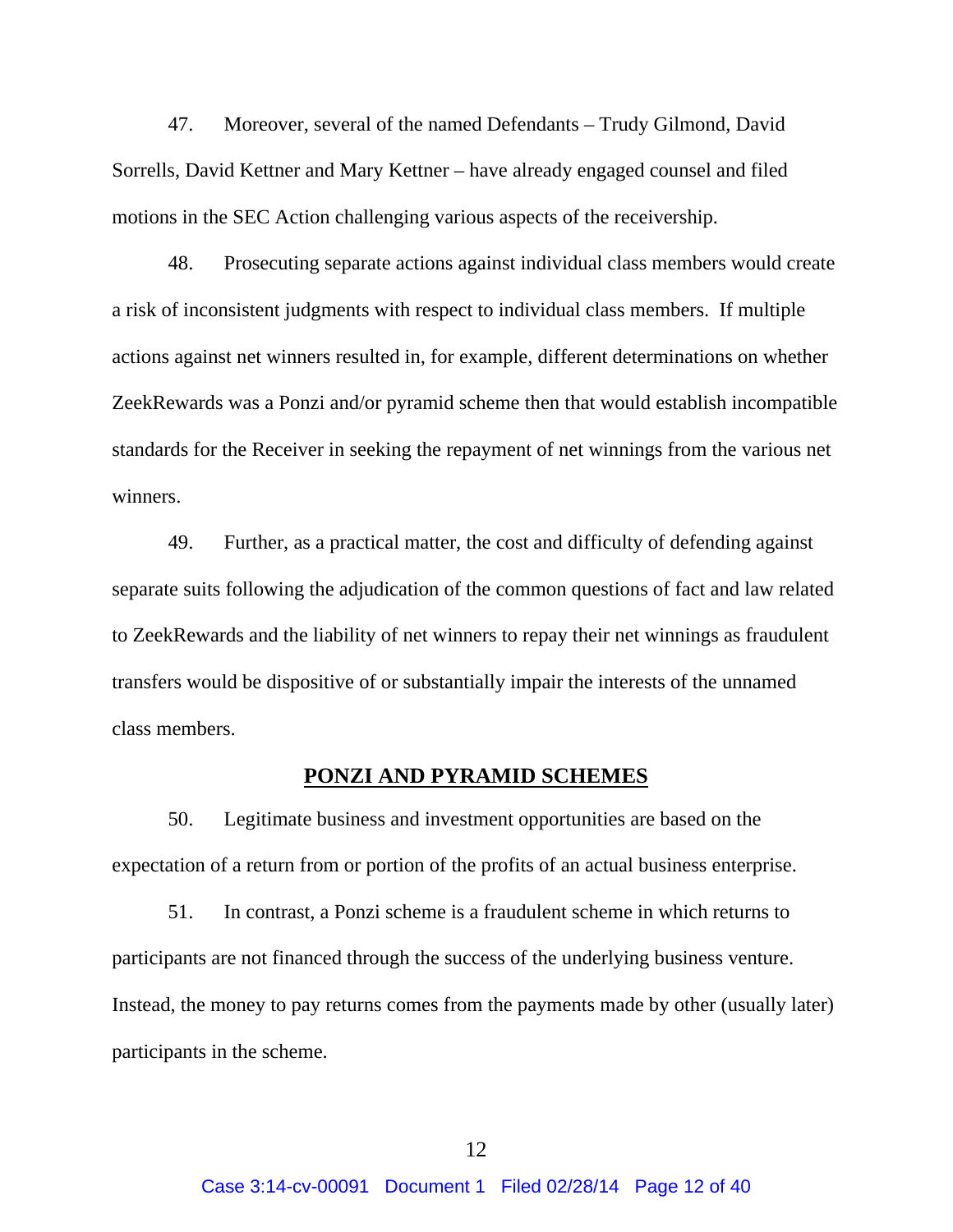47. Moreover, several of the named Defendants – Trudy Gilmond, David Sorrells, David Kettner and Mary Kettner – have already engaged counsel and filed motions in the SEC Action challenging various aspects of the receivership.

48. Prosecuting separate actions against individual class members would create a risk of inconsistent judgments with respect to individual class members. If multiple actions against net winners resulted in, for example, different determinations on whether ZeekRewards was a Ponzi and/or pyramid scheme then that would establish incompatible standards for the Receiver in seeking the repayment of net winnings from the various net winners.

49. Further, as a practical matter, the cost and difficulty of defending against separate suits following the adjudication of the common questions of fact and law related to ZeekRewards and the liability of net winners to repay their net winnings as fraudulent transfers would be dispositive of or substantially impair the interests of the unnamed class members.

## PONZI AND PYRAMID SCHEMES

50. Legitimate business and investment opportunities are based on the expectation of a return from or portion of the profits of an actual business enterprise.

51. In contrast, a Ponzi scheme is a fraudulent scheme in which returns to participants are not financed through the success of the underlying business venture. Instead, the money to pay returns comes from the payments made by other (usually later) participants in the scheme.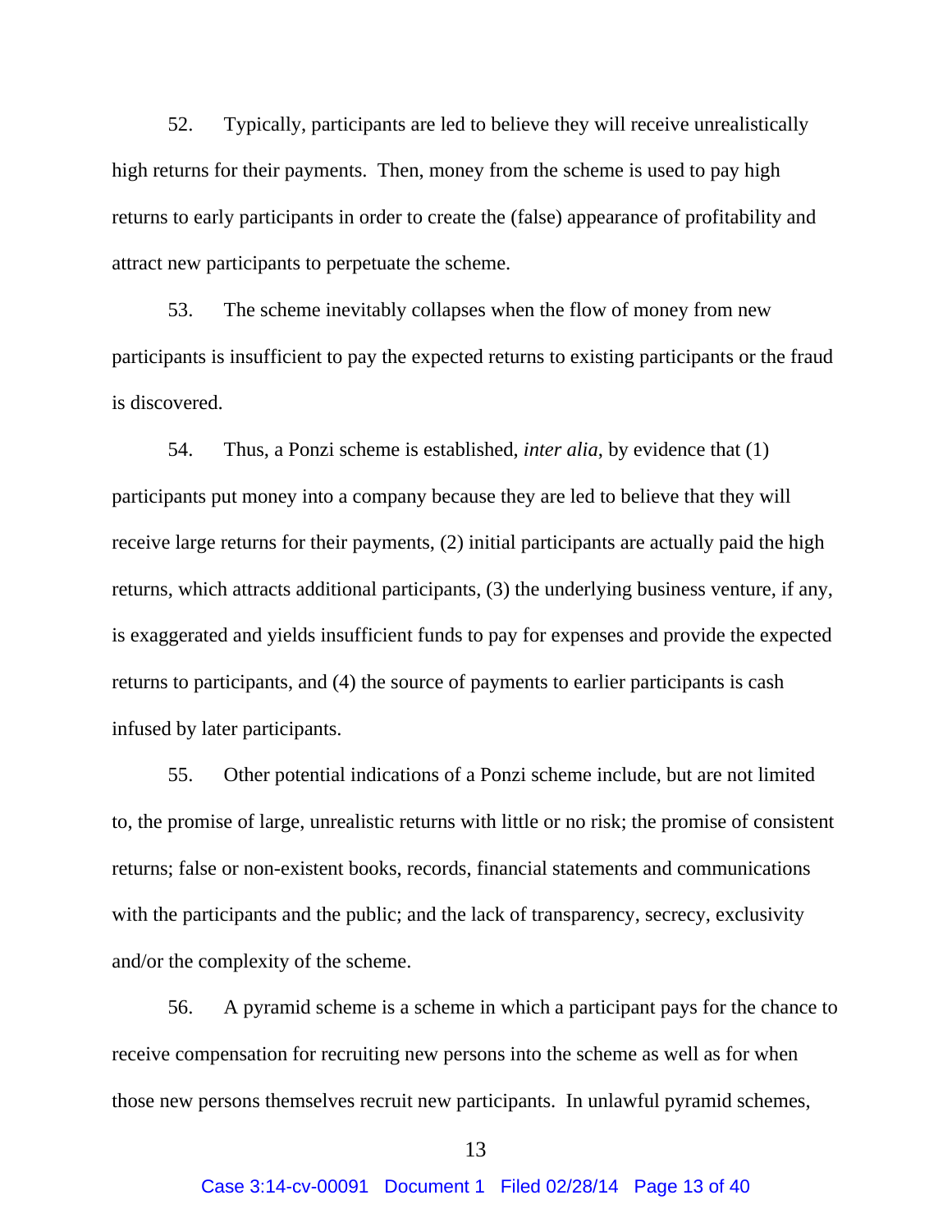52. Typically, participants are led to believe they will receive unrealistically high returns for their payments. Then, money from the scheme is used to pay high returns to early participants in order to create the (false) appearance of profitability and attract new participants to perpetuate the scheme.

53. The scheme inevitably collapses when the flow of money from new participants is insufficient to pay the expected returns to existing participants or the fraud is discovered.

54. Thus, a Ponzi scheme is established, *inter alia*, by evidence that (1) participants put money into a company because they are led to believe that they will receive large returns for their payments, (2) initial participants are actually paid the high returns, which attracts additional participants, (3) the underlying business venture, if any, is exaggerated and yields insufficient funds to pay for expenses and provide the expected returns to participants, and (4) the source of payments to earlier participants is cash infused by later participants.

55. Other potential indications of a Ponzi scheme include, but are not limited to, the promise of large, unrealistic returns with little or no risk; the promise of consistent returns; false or non-existent books, records, financial statements and communications with the participants and the public; and the lack of transparency, secrecy, exclusivity and/or the complexity of the scheme.

56. A pyramid scheme is a scheme in which a participant pays for the chance to receive compensation for recruiting new persons into the scheme as well as for when those new persons themselves recruit new participants. In unlawful pyramid schemes,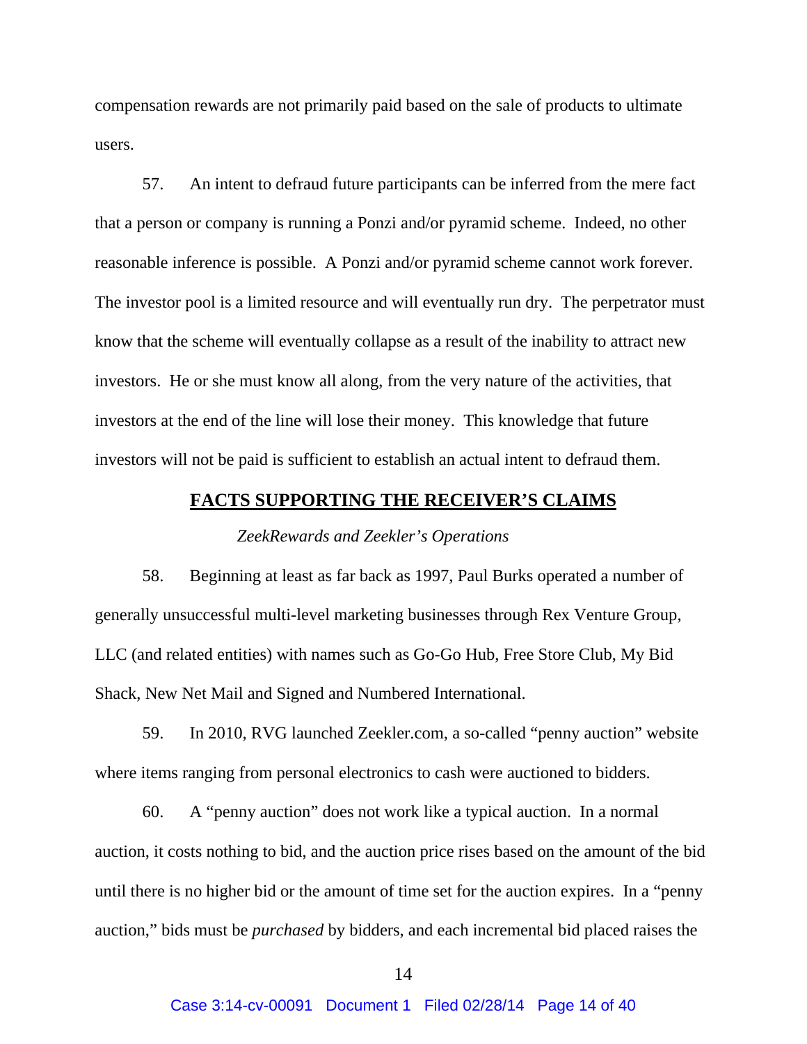compensation rewards are not primarily paid based on the sale of products to ultimate users.

57. An intent to defraud future participants can be inferred from the mere fact that a person or company is running a Ponzi and/or pyramid scheme. Indeed, no other reasonable inference is possible. A Ponzi and/or pyramid scheme cannot work forever. The investor pool is a limited resource and will eventually run dry. The perpetrator must know that the scheme will eventually collapse as a result of the inability to attract new investors. He or she must know all along, from the very nature of the activities, that investors at the end of the line will lose their money. This knowledge that future investors will not be paid is sufficient to establish an actual intent to defraud them.

## **FACTS SUPPORTING THE RECEIVER'S CLAIMS**

### *ZeekRewards and Zeekler's Operations*

58. Beginning at least as far back as 1997, Paul Burks operated a number of generally unsuccessful multi-level marketing businesses through Rex Venture Group, LLC (and related entities) with names such as Go-Go Hub, Free Store Club, My Bid Shack, New Net Mail and Signed and Numbered International.

59. In 2010, RVG launched Zeekler.com, a so-called "penny auction" website where items ranging from personal electronics to cash were auctioned to bidders.

60. A "penny auction" does not work like a typical auction. In a normal auction, it costs nothing to bid, and the auction price rises based on the amount of the bid until there is no higher bid or the amount of time set for the auction expires. In a "penny auction," bids must be *purchased* by bidders, and each incremental bid placed raises the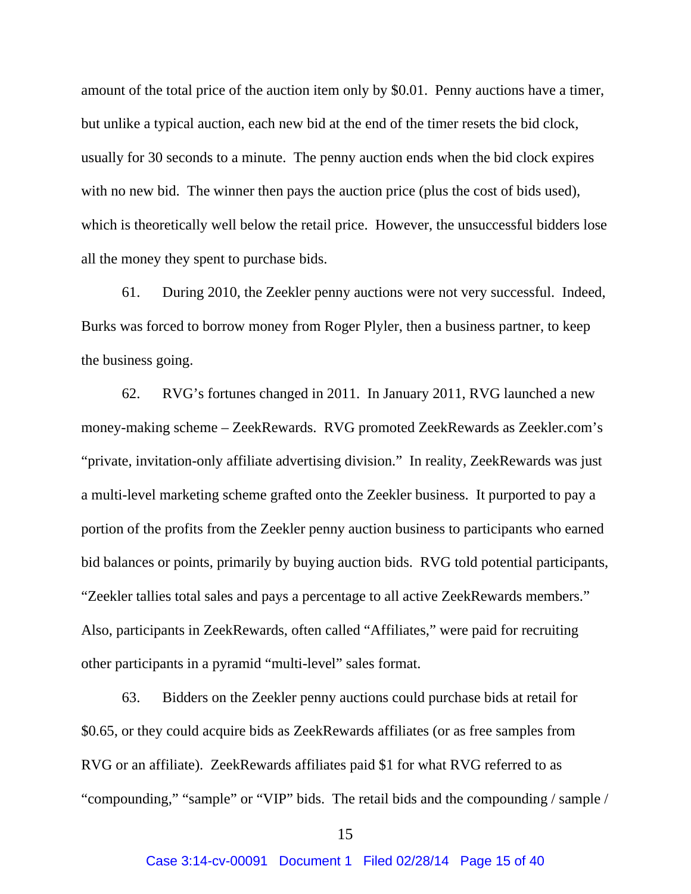amount of the total price of the auction item only by $0.01. Penny auctions have a timer, but unlike a typical auction, each new bid at the end of the timer resets the bid clock, usually for 30 seconds to a minute. The penny auction ends when the bid clock expires with no new bid. The winner then pays the auction price (plus the cost of bids used), which is theoretically well below the retail price. However, the unsuccessful bidders lose all the money they spent to purchase bids.

61. During 2010, the Zeekler penny auctions were not very successful. Indeed, Burks was forced to borrow money from Roger Plyler, then a business partner, to keep the business going.

62. RVG's fortunes changed in 2011. In January 2011, RVG launched a new money-making scheme – ZeekRewards. RVG promoted ZeekRewards as Zeekler.com's "private, invitation-only affiliate advertising division." In reality, ZeekRewards was just a multi-level marketing scheme grafted onto the Zeekler business. It purported to pay a portion of the profits from the Zeekler penny auction business to participants who earned bid balances or points, primarily by buying auction bids. RVG told potential participants, "Zeekler tallies total sales and pays a percentage to all active ZeekRewards members." Also, participants in ZeekRewards, often called "Affiliates," were paid for recruiting other participants in a pyramid "multi-level" sales format.

63. Bidders on the Zeekler penny auctions could purchase bids at retail for $0.65, or they could acquire bids as ZeekRewards affiliates (or as free samples from RVG or an affiliate). ZeekRewards affiliates paid $1 for what RVG referred to as "compounding," "sample" or "VIP" bids. The retail bids and the compounding / sample /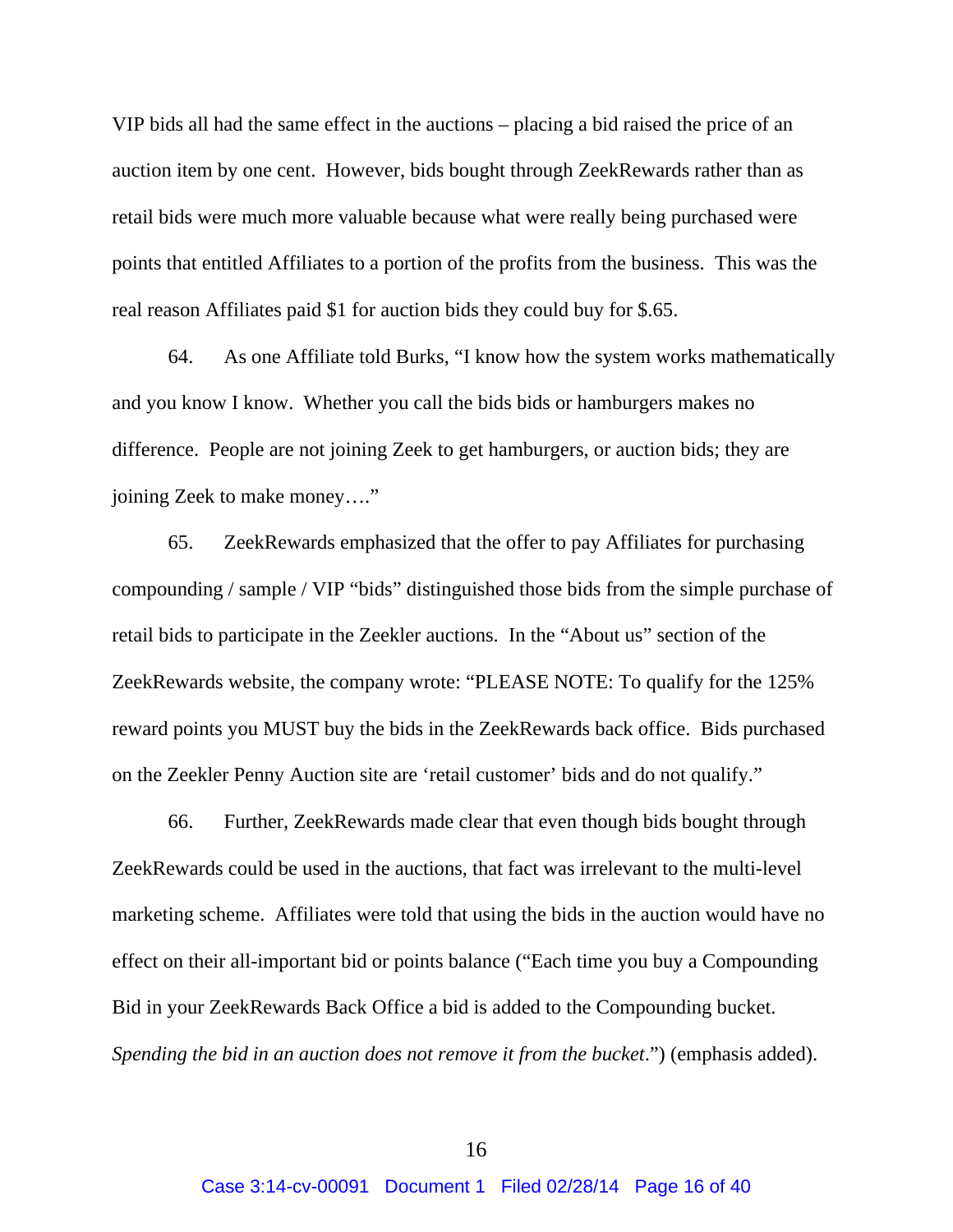VIP bids all had the same effect in the auctions – placing a bid raised the price of an auction item by one cent. However, bids bought through ZeekRewards rather than as retail bids were much more valuable because what were really being purchased were points that entitled Affiliates to a portion of the profits from the business. This was the real reason Affiliates paid $1 for auction bids they could buy for $.65.

64. As one Affiliate told Burks, "I know how the system works mathematically and you know I know. Whether you call the bids bids or hamburgers makes no difference. People are not joining Zeek to get hamburgers, or auction bids; they are joining Zeek to make money…."

65. ZeekRewards emphasized that the offer to pay Affiliates for purchasing compounding / sample / VIP "bids" distinguished those bids from the simple purchase of retail bids to participate in the Zeekler auctions. In the "About us" section of the ZeekRewards website, the company wrote: "PLEASE NOTE: To qualify for the 125% reward points you MUST buy the bids in the ZeekRewards back office. Bids purchased on the Zeekler Penny Auction site are 'retail customer' bids and do not qualify."

66. Further, ZeekRewards made clear that even though bids bought through ZeekRewards could be used in the auctions, that fact was irrelevant to the multi-level marketing scheme. Affiliates were told that using the bids in the auction would have no effect on their all-important bid or points balance ("Each time you buy a Compounding Bid in your ZeekRewards Back Office a bid is added to the Compounding bucket. *Spending the bid in an auction does not remove it from the bucket*.") (emphasis added).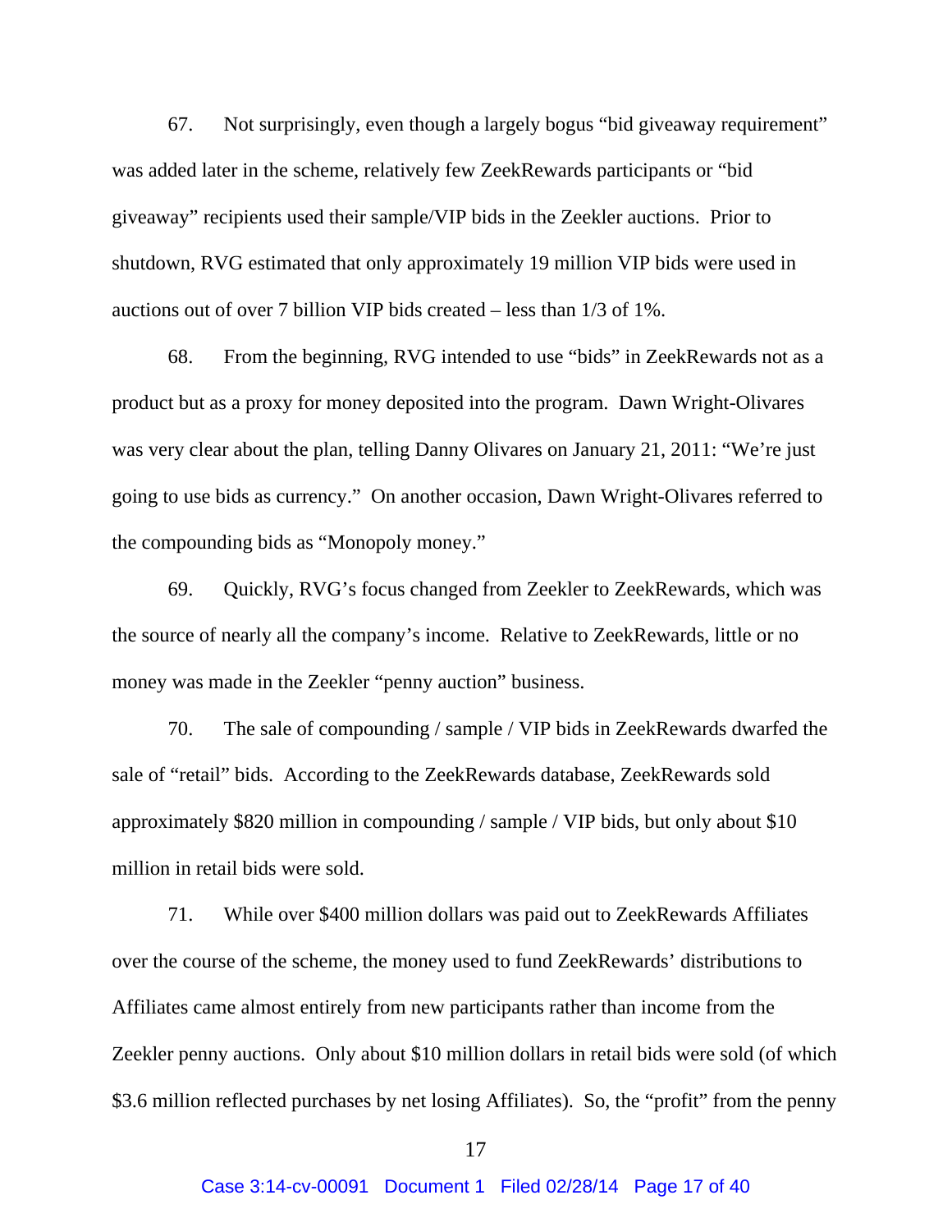67. Not surprisingly, even though a largely bogus "bid giveaway requirement" was added later in the scheme, relatively few ZeekRewards participants or "bid giveaway" recipients used their sample/VIP bids in the Zeekler auctions. Prior to shutdown, RVG estimated that only approximately 19 million VIP bids were used in auctions out of over 7 billion VIP bids created – less than 1/3 of 1%.

68. From the beginning, RVG intended to use "bids" in ZeekRewards not as a product but as a proxy for money deposited into the program. Dawn Wright-Olivares was very clear about the plan, telling Danny Olivares on January 21, 2011: "We're just going to use bids as currency." On another occasion, Dawn Wright-Olivares referred to the compounding bids as "Monopoly money."

69. Quickly, RVG's focus changed from Zeekler to ZeekRewards, which was the source of nearly all the company's income. Relative to ZeekRewards, little or no money was made in the Zeekler "penny auction" business.

70. The sale of compounding / sample / VIP bids in ZeekRewards dwarfed the sale of "retail" bids. According to the ZeekRewards database, ZeekRewards sold approximately $820 million in compounding / sample / VIP bids, but only about $10 million in retail bids were sold.

71. While over $400 million dollars was paid out to ZeekRewards Affiliates over the course of the scheme, the money used to fund ZeekRewards' distributions to Affiliates came almost entirely from new participants rather than income from the Zeekler penny auctions. Only about $10 million dollars in retail bids were sold (of which $3.6 million reflected purchases by net losing Affiliates). So, the "profit" from the penny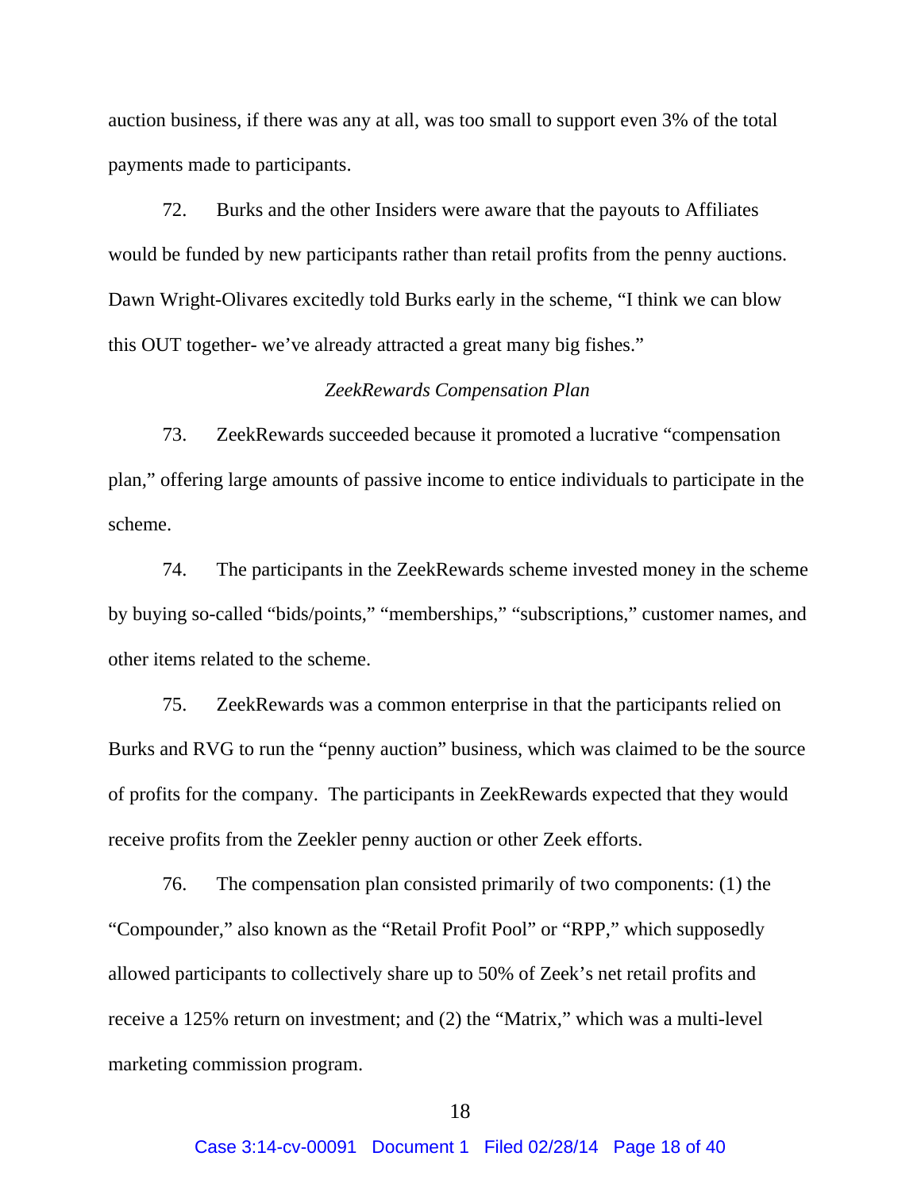auction business, if there was any at all, was too small to support even 3% of the total payments made to participants.

72. Burks and the other Insiders were aware that the payouts to Affiliates would be funded by new participants rather than retail profits from the penny auctions. Dawn Wright-Olivares excitedly told Burks early in the scheme, "I think we can blow this OUT together- we've already attracted a great many big fishes."

*ZeekRewards Compensation Plan*

73. ZeekRewards succeeded because it promoted a lucrative "compensation plan," offering large amounts of passive income to entice individuals to participate in the scheme.

74. The participants in the ZeekRewards scheme invested money in the scheme by buying so-called "bids/points," "memberships," "subscriptions," customer names, and other items related to the scheme.

75. ZeekRewards was a common enterprise in that the participants relied on Burks and RVG to run the "penny auction" business, which was claimed to be the source of profits for the company. The participants in ZeekRewards expected that they would receive profits from the Zeekler penny auction or other Zeek efforts.

76. The compensation plan consisted primarily of two components: (1) the "Compounder," also known as the "Retail Profit Pool" or "RPP," which supposedly allowed participants to collectively share up to 50% of Zeek's net retail profits and receive a 125% return on investment; and (2) the "Matrix," which was a multi-level marketing commission program.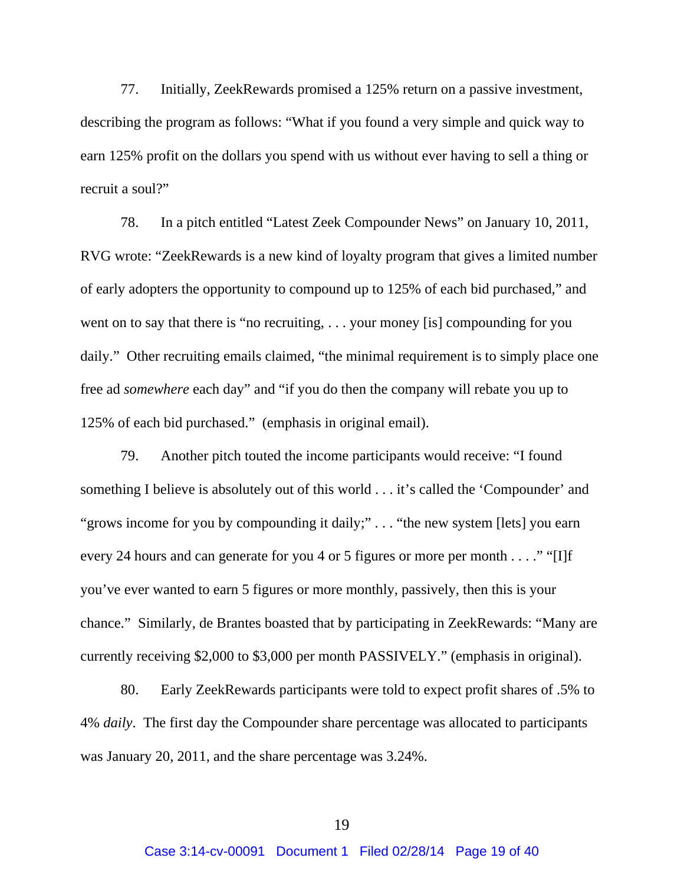77. Initially, ZeekRewards promised a 125% return on a passive investment, describing the program as follows: "What if you found a very simple and quick way to earn 125% profit on the dollars you spend with us without ever having to sell a thing or recruit a soul?"

78. In a pitch entitled "Latest Zeek Compounder News" on January 10, 2011, RVG wrote: "ZeekRewards is a new kind of loyalty program that gives a limited number of early adopters the opportunity to compound up to 125% of each bid purchased," and went on to say that there is "no recruiting, . . . your money [is] compounding for you daily." Other recruiting emails claimed, "the minimal requirement is to simply place one free ad *somewhere* each day" and "if you do then the company will rebate you up to 125% of each bid purchased." (emphasis in original email).

79. Another pitch touted the income participants would receive: "I found something I believe is absolutely out of this world . . . it's called the 'Compounder' and "grows income for you by compounding it daily;" . . . "the new system [lets] you earn every 24 hours and can generate for you 4 or 5 figures or more per month . . . ." "[I]f you've ever wanted to earn 5 figures or more monthly, passively, then this is your chance." Similarly, de Brantes boasted that by participating in ZeekRewards: "Many are currently receiving $2,000 to $3,000 per month PASSIVELY." (emphasis in original).

80. Early ZeekRewards participants were told to expect profit shares of .5% to 4% *daily*. The first day the Compounder share percentage was allocated to participants was January 20, 2011, and the share percentage was 3.24%.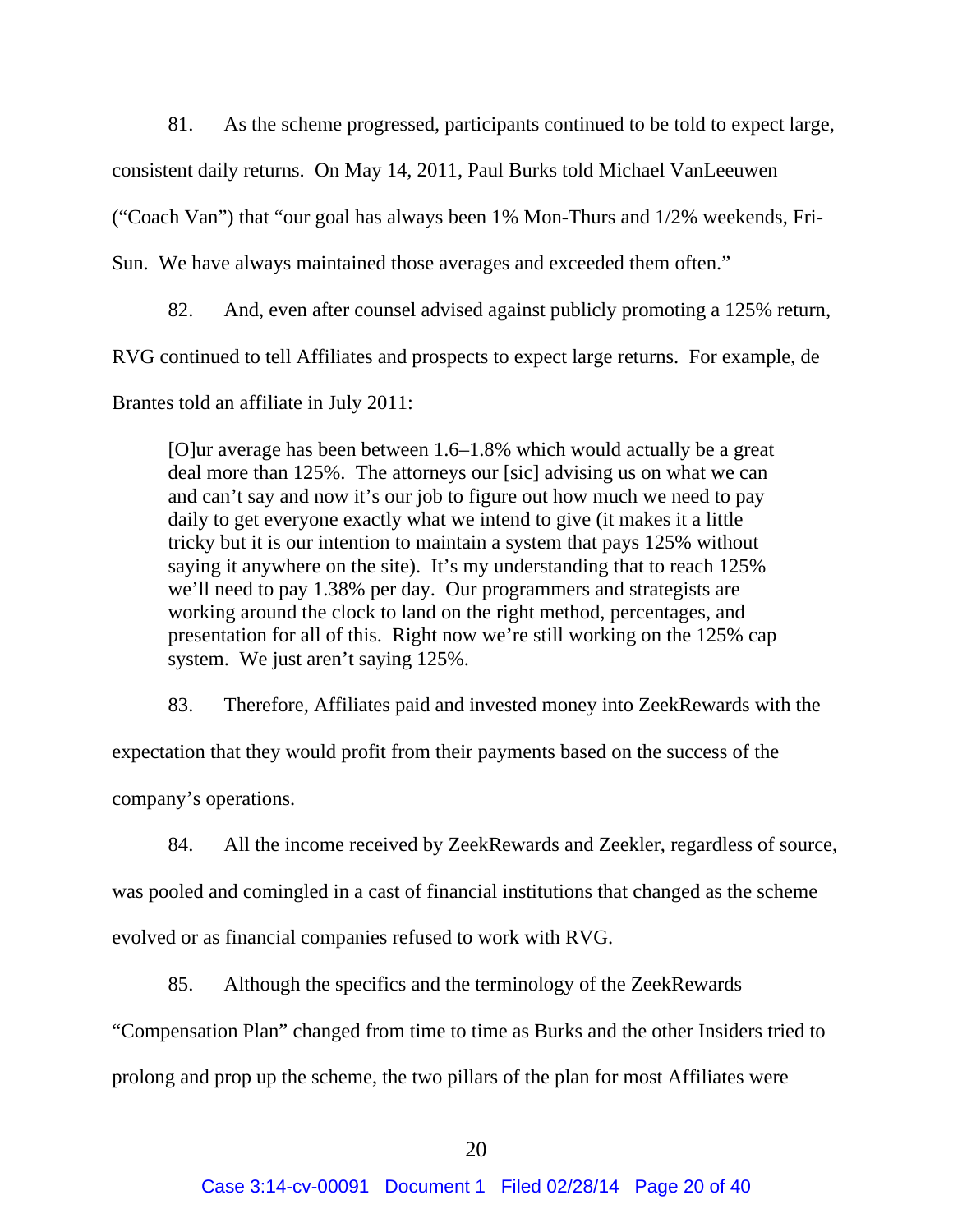81. As the scheme progressed, participants continued to be told to expect large, consistent daily returns. On May 14, 2011, Paul Burks told Michael VanLeeuwen ("Coach Van") that "our goal has always been 1% Mon-Thurs and 1/2% weekends, Fri-Sun. We have always maintained those averages and exceeded them often."

82. And, even after counsel advised against publicly promoting a 125% return, RVG continued to tell Affiliates and prospects to expect large returns. For example, de Brantes told an affiliate in July 2011:

> [O]ur average has been between 1.6–1.8% which would actually be a great deal more than 125%. The attorneys our [sic] advising us on what we can and can't say and now it's our job to figure out how much we need to pay daily to get everyone exactly what we intend to give (it makes it a little tricky but it is our intention to maintain a system that pays 125% without saying it anywhere on the site). It's my understanding that to reach 125% we'll need to pay 1.38% per day. Our programmers and strategists are working around the clock to land on the right method, percentages, and presentation for all of this. Right now we're still working on the 125% cap system. We just aren't saying 125%.

83. Therefore, Affiliates paid and invested money into ZeekRewards with the expectation that they would profit from their payments based on the success of the company's operations.

84. All the income received by ZeekRewards and Zeekler, regardless of source, was pooled and comingled in a cast of financial institutions that changed as the scheme evolved or as financial companies refused to work with RVG.

85. Although the specifics and the terminology of the ZeekRewards "Compensation Plan" changed from time to time as Burks and the other Insiders tried to prolong and prop up the scheme, the two pillars of the plan for most Affiliates were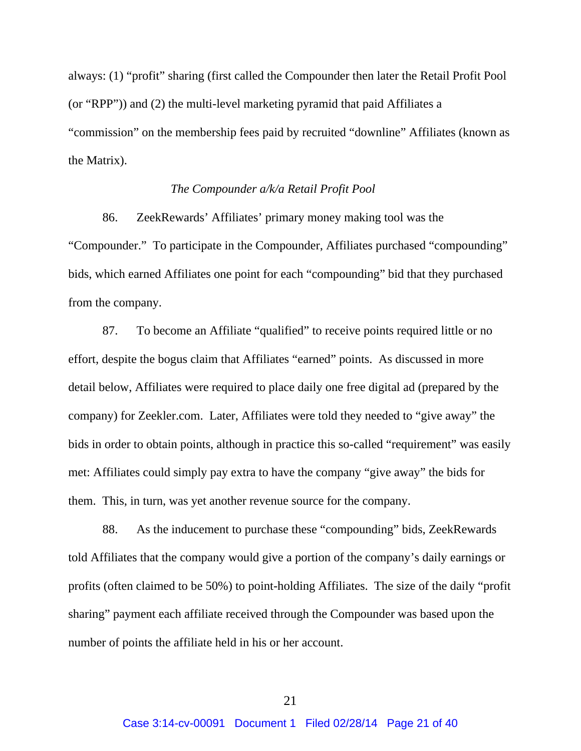always: (1) "profit" sharing (first called the Compounder then later the Retail Profit Pool (or "RPP")) and (2) the multi-level marketing pyramid that paid Affiliates a "commission" on the membership fees paid by recruited "downline" Affiliates (known as the Matrix).

*The Compounder a/k/a Retail Profit Pool*

86. ZeekRewards' Affiliates' primary money making tool was the "Compounder." To participate in the Compounder, Affiliates purchased "compounding" bids, which earned Affiliates one point for each "compounding" bid that they purchased from the company.

87. To become an Affiliate "qualified" to receive points required little or no effort, despite the bogus claim that Affiliates "earned" points. As discussed in more detail below, Affiliates were required to place daily one free digital ad (prepared by the company) for Zeekler.com. Later, Affiliates were told they needed to "give away" the bids in order to obtain points, although in practice this so-called "requirement" was easily met: Affiliates could simply pay extra to have the company "give away" the bids for them. This, in turn, was yet another revenue source for the company.

88. As the inducement to purchase these "compounding" bids, ZeekRewards told Affiliates that the company would give a portion of the company's daily earnings or profits (often claimed to be 50%) to point-holding Affiliates. The size of the daily "profit sharing" payment each affiliate received through the Compounder was based upon the number of points the affiliate held in his or her account.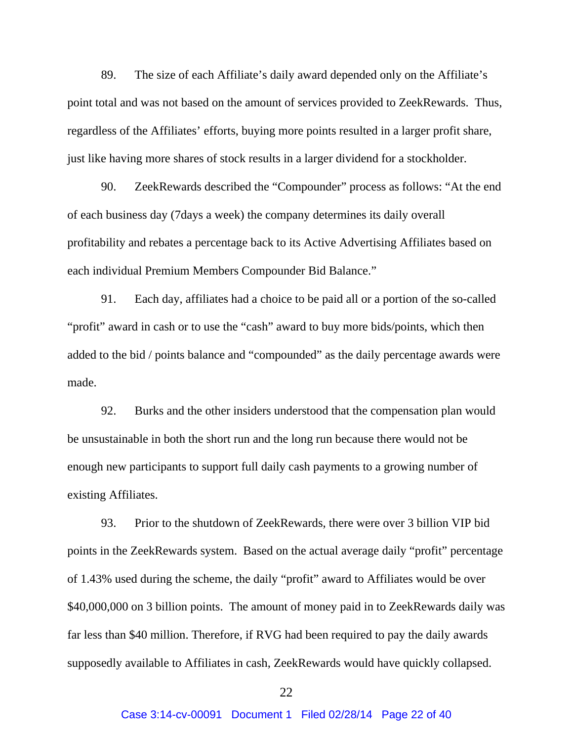89. The size of each Affiliate's daily award depended only on the Affiliate's point total and was not based on the amount of services provided to ZeekRewards. Thus, regardless of the Affiliates' efforts, buying more points resulted in a larger profit share, just like having more shares of stock results in a larger dividend for a stockholder.

90. ZeekRewards described the "Compounder" process as follows: "At the end of each business day (7days a week) the company determines its daily overall profitability and rebates a percentage back to its Active Advertising Affiliates based on each individual Premium Members Compounder Bid Balance."

91. Each day, affiliates had a choice to be paid all or a portion of the so-called "profit" award in cash or to use the "cash" award to buy more bids/points, which then added to the bid / points balance and "compounded" as the daily percentage awards were made.

92. Burks and the other insiders understood that the compensation plan would be unsustainable in both the short run and the long run because there would not be enough new participants to support full daily cash payments to a growing number of existing Affiliates.

93. Prior to the shutdown of ZeekRewards, there were over 3 billion VIP bid points in the ZeekRewards system. Based on the actual average daily "profit" percentage of 1.43% used during the scheme, the daily "profit" award to Affiliates would be over $40,000,000 on 3 billion points. The amount of money paid in to ZeekRewards daily was far less than $40 million. Therefore, if RVG had been required to pay the daily awards supposedly available to Affiliates in cash, ZeekRewards would have quickly collapsed.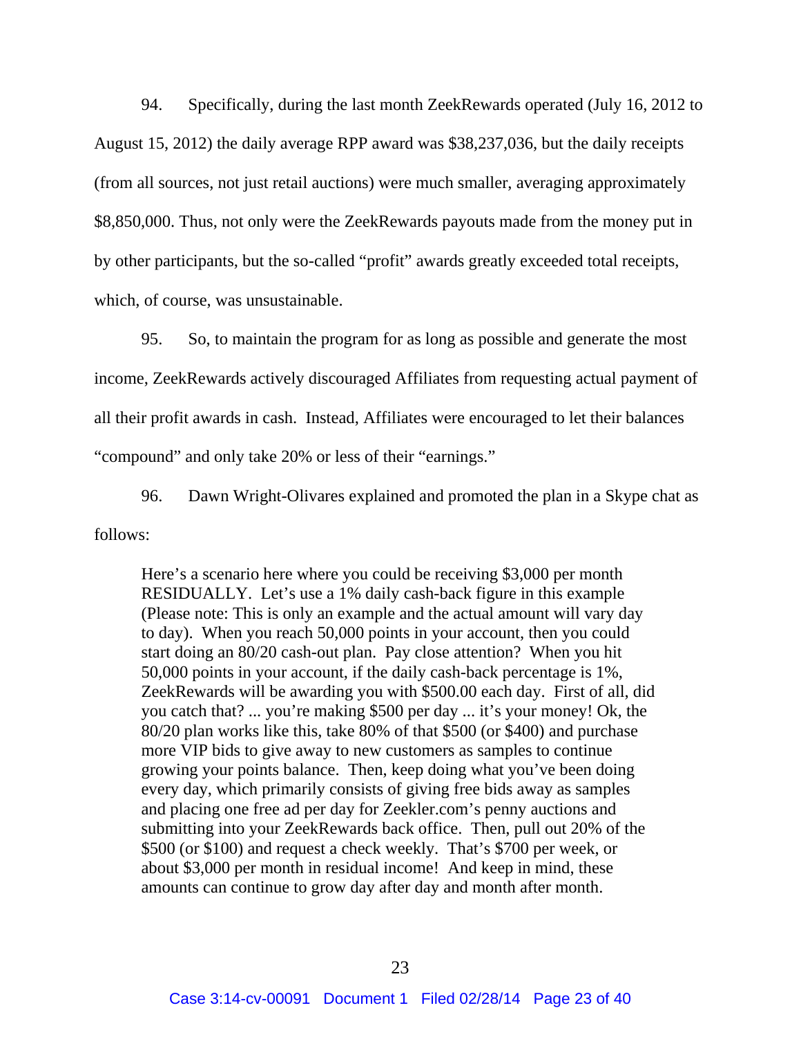94. Specifically, during the last month ZeekRewards operated (July 16, 2012 to August 15, 2012) the daily average RPP award was $38,237,036, but the daily receipts (from all sources, not just retail auctions) were much smaller, averaging approximately $8,850,000. Thus, not only were the ZeekRewards payouts made from the money put in by other participants, but the so-called "profit" awards greatly exceeded total receipts, which, of course, was unsustainable.

95. So, to maintain the program for as long as possible and generate the most income, ZeekRewards actively discouraged Affiliates from requesting actual payment of all their profit awards in cash. Instead, Affiliates were encouraged to let their balances "compound" and only take 20% or less of their "earnings."

96. Dawn Wright-Olivares explained and promoted the plan in a Skype chat as follows:

> Here's a scenario here where you could be receiving $3,000 per month RESIDUALLY. Let's use a 1% daily cash-back figure in this example (Please note: This is only an example and the actual amount will vary day to day). When you reach 50,000 points in your account, then you could start doing an 80/20 cash-out plan. Pay close attention? When you hit 50,000 points in your account, if the daily cash-back percentage is 1%, ZeekRewards will be awarding you with $500.00 each day. First of all, did you catch that? ... you're making $500 per day ... it's your money! Ok, the 80/20 plan works like this, take 80% of that $500 (or $400) and purchase more VIP bids to give away to new customers as samples to continue growing your points balance. Then, keep doing what you've been doing every day, which primarily consists of giving free bids away as samples and placing one free ad per day for Zeekler.com's penny auctions and submitting into your ZeekRewards back office. Then, pull out 20% of the $500 (or $100) and request a check weekly. That's $700 per week, or about $3,000 per month in residual income! And keep in mind, these amounts can continue to grow day after day and month after month.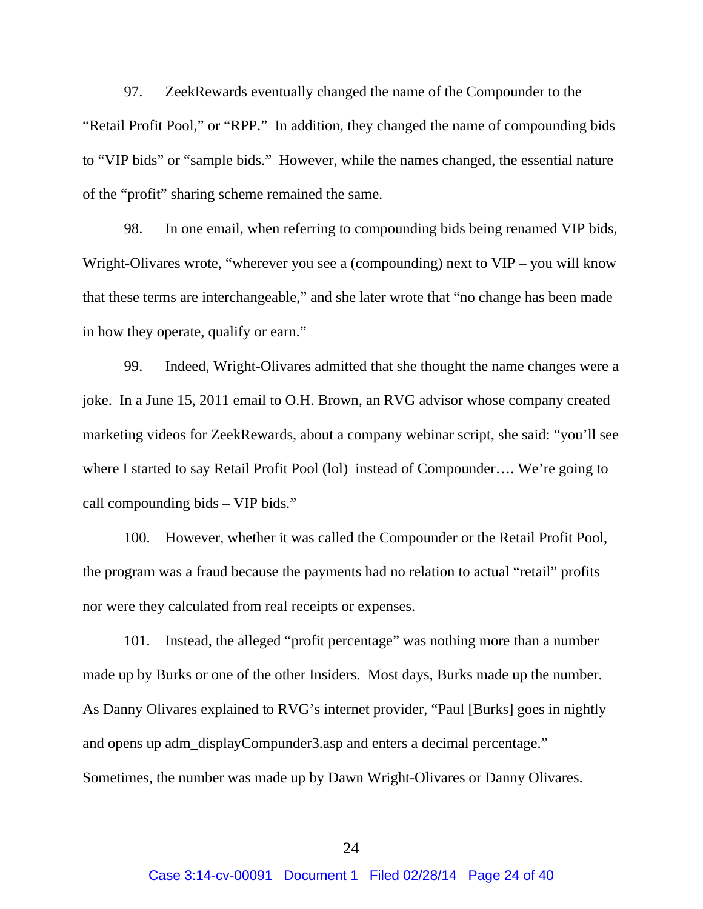97. ZeekRewards eventually changed the name of the Compounder to the "Retail Profit Pool," or "RPP." In addition, they changed the name of compounding bids to "VIP bids" or "sample bids." However, while the names changed, the essential nature of the "profit" sharing scheme remained the same.

98. In one email, when referring to compounding bids being renamed VIP bids, Wright-Olivares wrote, "wherever you see a (compounding) next to VIP – you will know that these terms are interchangeable," and she later wrote that "no change has been made in how they operate, qualify or earn."

99. Indeed, Wright-Olivares admitted that she thought the name changes were a joke. In a June 15, 2011 email to O.H. Brown, an RVG advisor whose company created marketing videos for ZeekRewards, about a company webinar script, she said: "you'll see where I started to say Retail Profit Pool (lol) instead of Compounder…. We're going to call compounding bids – VIP bids."

100. However, whether it was called the Compounder or the Retail Profit Pool, the program was a fraud because the payments had no relation to actual "retail" profits nor were they calculated from real receipts or expenses.

101. Instead, the alleged "profit percentage" was nothing more than a number made up by Burks or one of the other Insiders. Most days, Burks made up the number. As Danny Olivares explained to RVG's internet provider, "Paul [Burks] goes in nightly and opens up adm_displayCompunder3.asp and enters a decimal percentage." Sometimes, the number was made up by Dawn Wright-Olivares or Danny Olivares.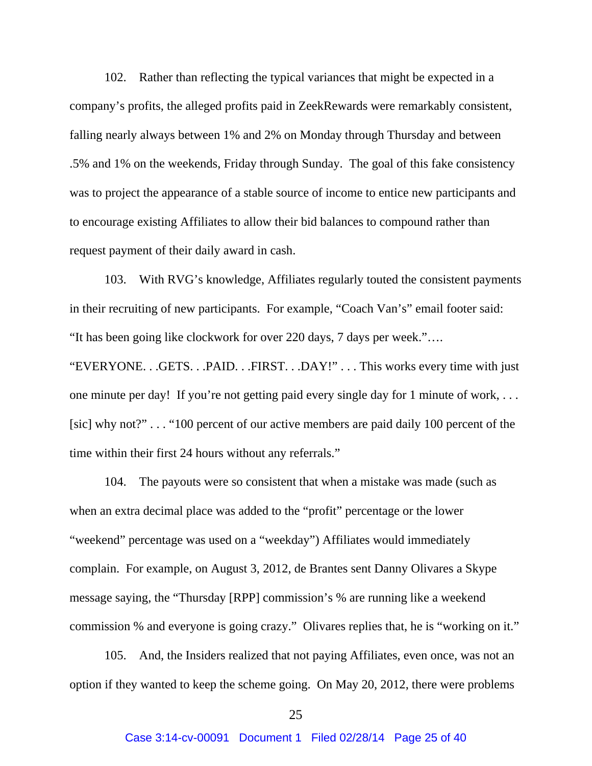102. Rather than reflecting the typical variances that might be expected in a company's profits, the alleged profits paid in ZeekRewards were remarkably consistent, falling nearly always between 1% and 2% on Monday through Thursday and between .5% and 1% on the weekends, Friday through Sunday. The goal of this fake consistency was to project the appearance of a stable source of income to entice new participants and to encourage existing Affiliates to allow their bid balances to compound rather than request payment of their daily award in cash.

103. With RVG's knowledge, Affiliates regularly touted the consistent payments in their recruiting of new participants. For example, "Coach Van's" email footer said: "It has been going like clockwork for over 220 days, 7 days per week."…. "EVERYONE. . .GETS. . .PAID. . .FIRST. . .DAY!" . . . This works every time with just one minute per day! If you're not getting paid every single day for 1 minute of work, . . . [sic] why not?" . . . "100 percent of our active members are paid daily 100 percent of the time within their first 24 hours without any referrals."

104. The payouts were so consistent that when a mistake was made (such as when an extra decimal place was added to the "profit" percentage or the lower "weekend" percentage was used on a "weekday") Affiliates would immediately complain. For example, on August 3, 2012, de Brantes sent Danny Olivares a Skype message saying, the "Thursday [RPP] commission's % are running like a weekend commission % and everyone is going crazy." Olivares replies that, he is "working on it."

105. And, the Insiders realized that not paying Affiliates, even once, was not an option if they wanted to keep the scheme going. On May 20, 2012, there were problems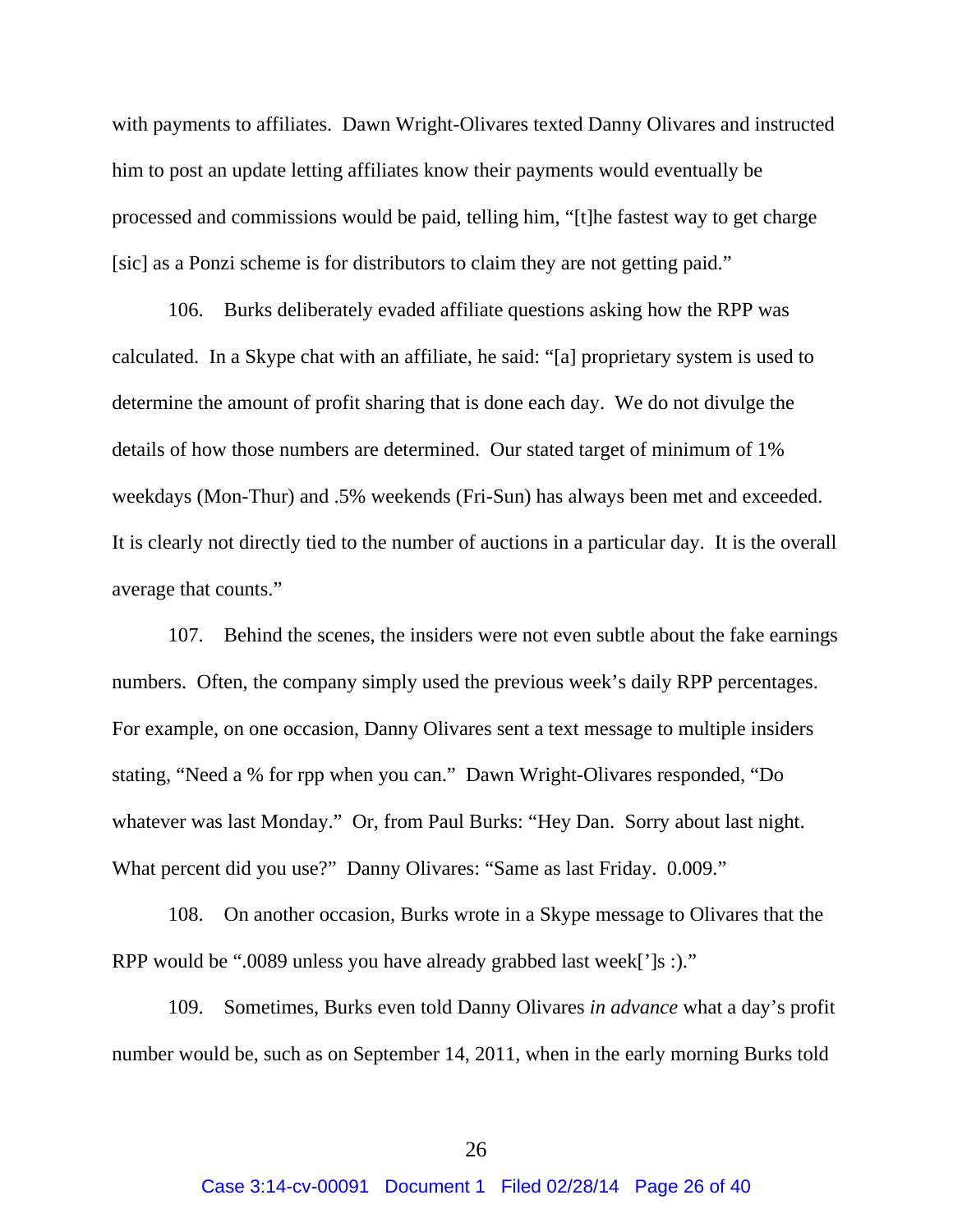with payments to affiliates. Dawn Wright-Olivares texted Danny Olivares and instructed him to post an update letting affiliates know their payments would eventually be processed and commissions would be paid, telling him, "[t]he fastest way to get charge [sic] as a Ponzi scheme is for distributors to claim they are not getting paid."

106. Burks deliberately evaded affiliate questions asking how the RPP was calculated. In a Skype chat with an affiliate, he said: "[a] proprietary system is used to determine the amount of profit sharing that is done each day. We do not divulge the details of how those numbers are determined. Our stated target of minimum of 1% weekdays (Mon-Thur) and .5% weekends (Fri-Sun) has always been met and exceeded. It is clearly not directly tied to the number of auctions in a particular day. It is the overall average that counts."

107. Behind the scenes, the insiders were not even subtle about the fake earnings numbers. Often, the company simply used the previous week's daily RPP percentages. For example, on one occasion, Danny Olivares sent a text message to multiple insiders stating, "Need a % for rpp when you can." Dawn Wright-Olivares responded, "Do whatever was last Monday." Or, from Paul Burks: "Hey Dan. Sorry about last night. What percent did you use?" Danny Olivares: "Same as last Friday. 0.009."

108. On another occasion, Burks wrote in a Skype message to Olivares that the RPP would be ".0089 unless you have already grabbed last week[']s :)."

109. Sometimes, Burks even told Danny Olivares *in advance* what a day's profit number would be, such as on September 14, 2011, when in the early morning Burks told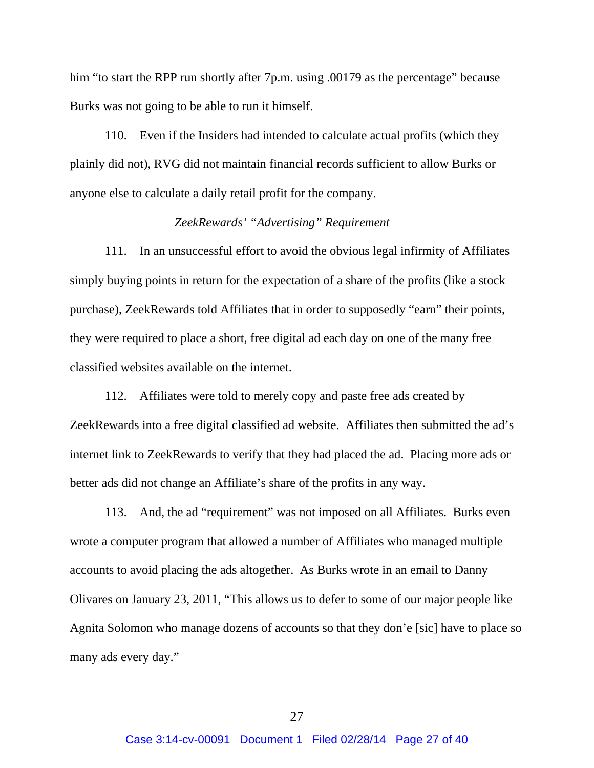him "to start the RPP run shortly after 7p.m. using .00179 as the percentage" because Burks was not going to be able to run it himself.

110. Even if the Insiders had intended to calculate actual profits (which they plainly did not), RVG did not maintain financial records sufficient to allow Burks or anyone else to calculate a daily retail profit for the company.

*ZeekRewards' "Advertising" Requirement*

111. In an unsuccessful effort to avoid the obvious legal infirmity of Affiliates simply buying points in return for the expectation of a share of the profits (like a stock purchase), ZeekRewards told Affiliates that in order to supposedly "earn" their points, they were required to place a short, free digital ad each day on one of the many free classified websites available on the internet.

112. Affiliates were told to merely copy and paste free ads created by ZeekRewards into a free digital classified ad website. Affiliates then submitted the ad's internet link to ZeekRewards to verify that they had placed the ad. Placing more ads or better ads did not change an Affiliate's share of the profits in any way.

113. And, the ad "requirement" was not imposed on all Affiliates. Burks even wrote a computer program that allowed a number of Affiliates who managed multiple accounts to avoid placing the ads altogether. As Burks wrote in an email to Danny Olivares on January 23, 2011, "This allows us to defer to some of our major people like Agnita Solomon who manage dozens of accounts so that they don'e [sic] have to place so many ads every day."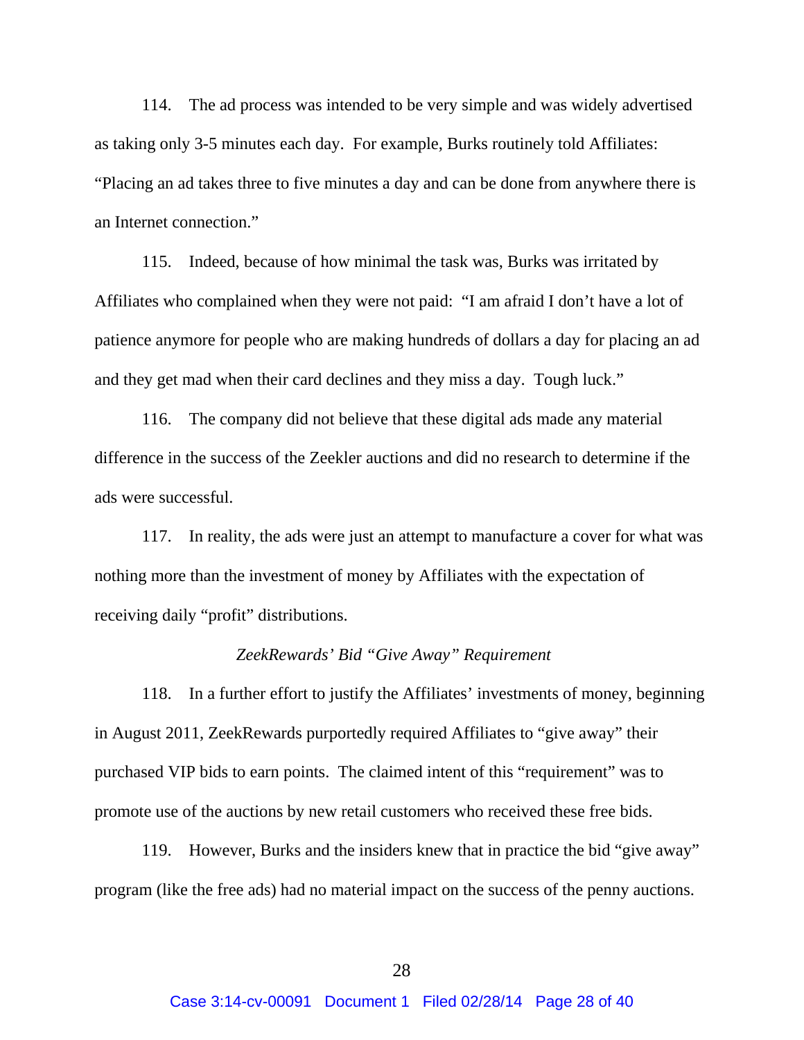114. The ad process was intended to be very simple and was widely advertised as taking only 3-5 minutes each day. For example, Burks routinely told Affiliates: "Placing an ad takes three to five minutes a day and can be done from anywhere there is an Internet connection."

115. Indeed, because of how minimal the task was, Burks was irritated by Affiliates who complained when they were not paid: "I am afraid I don't have a lot of patience anymore for people who are making hundreds of dollars a day for placing an ad and they get mad when their card declines and they miss a day. Tough luck."

116. The company did not believe that these digital ads made any material difference in the success of the Zeekler auctions and did no research to determine if the ads were successful.

117. In reality, the ads were just an attempt to manufacture a cover for what was nothing more than the investment of money by Affiliates with the expectation of receiving daily "profit" distributions.

*ZeekRewards' Bid "Give Away" Requirement*

118. In a further effort to justify the Affiliates' investments of money, beginning in August 2011, ZeekRewards purportedly required Affiliates to "give away" their purchased VIP bids to earn points. The claimed intent of this "requirement" was to promote use of the auctions by new retail customers who received these free bids.

119. However, Burks and the insiders knew that in practice the bid "give away" program (like the free ads) had no material impact on the success of the penny auctions.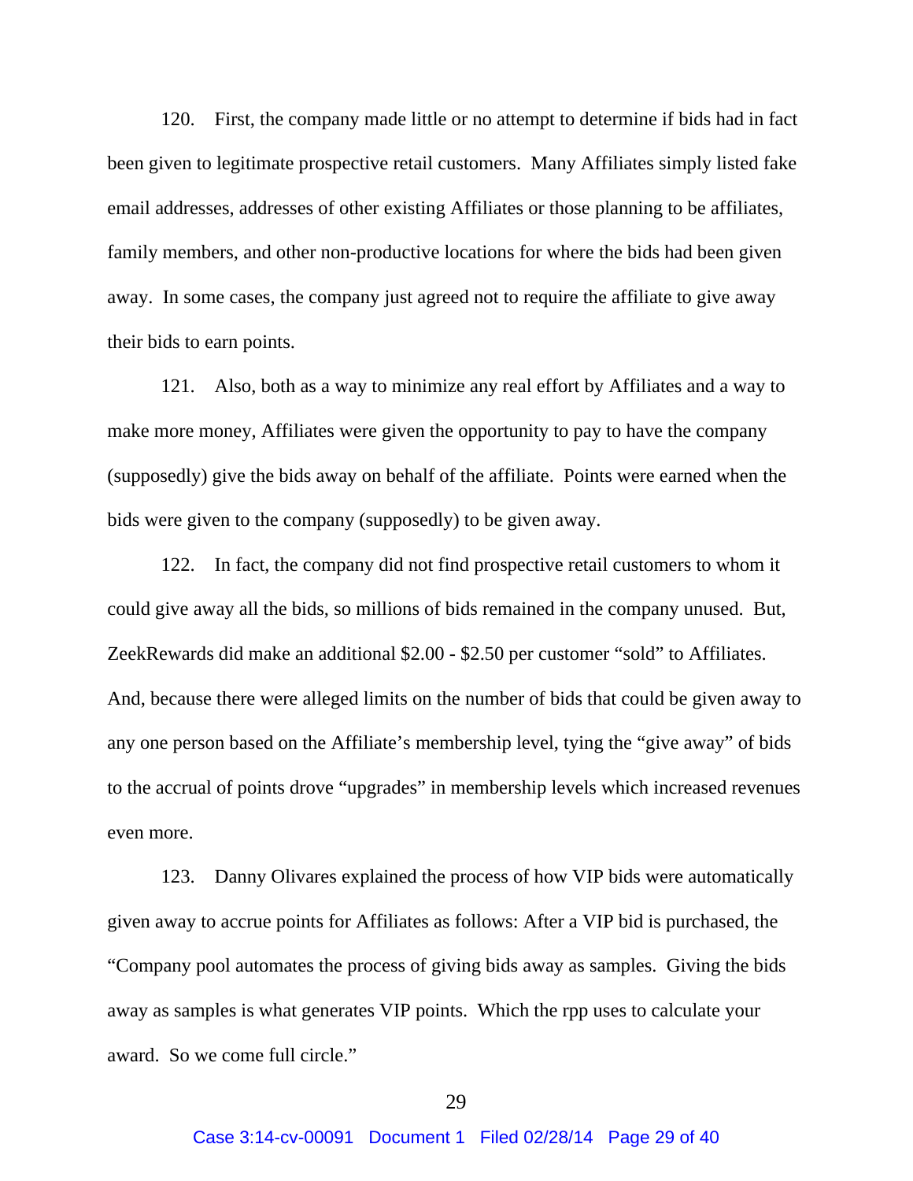120. First, the company made little or no attempt to determine if bids had in fact been given to legitimate prospective retail customers. Many Affiliates simply listed fake email addresses, addresses of other existing Affiliates or those planning to be affiliates, family members, and other non-productive locations for where the bids had been given away. In some cases, the company just agreed not to require the affiliate to give away their bids to earn points.

121. Also, both as a way to minimize any real effort by Affiliates and a way to make more money, Affiliates were given the opportunity to pay to have the company (supposedly) give the bids away on behalf of the affiliate. Points were earned when the bids were given to the company (supposedly) to be given away.

122. In fact, the company did not find prospective retail customers to whom it could give away all the bids, so millions of bids remained in the company unused. But, ZeekRewards did make an additional $2.00 - $2.50 per customer "sold" to Affiliates. And, because there were alleged limits on the number of bids that could be given away to any one person based on the Affiliate's membership level, tying the "give away" of bids to the accrual of points drove "upgrades" in membership levels which increased revenues even more.

123. Danny Olivares explained the process of how VIP bids were automatically given away to accrue points for Affiliates as follows: After a VIP bid is purchased, the "Company pool automates the process of giving bids away as samples. Giving the bids away as samples is what generates VIP points. Which the rpp uses to calculate your award. So we come full circle."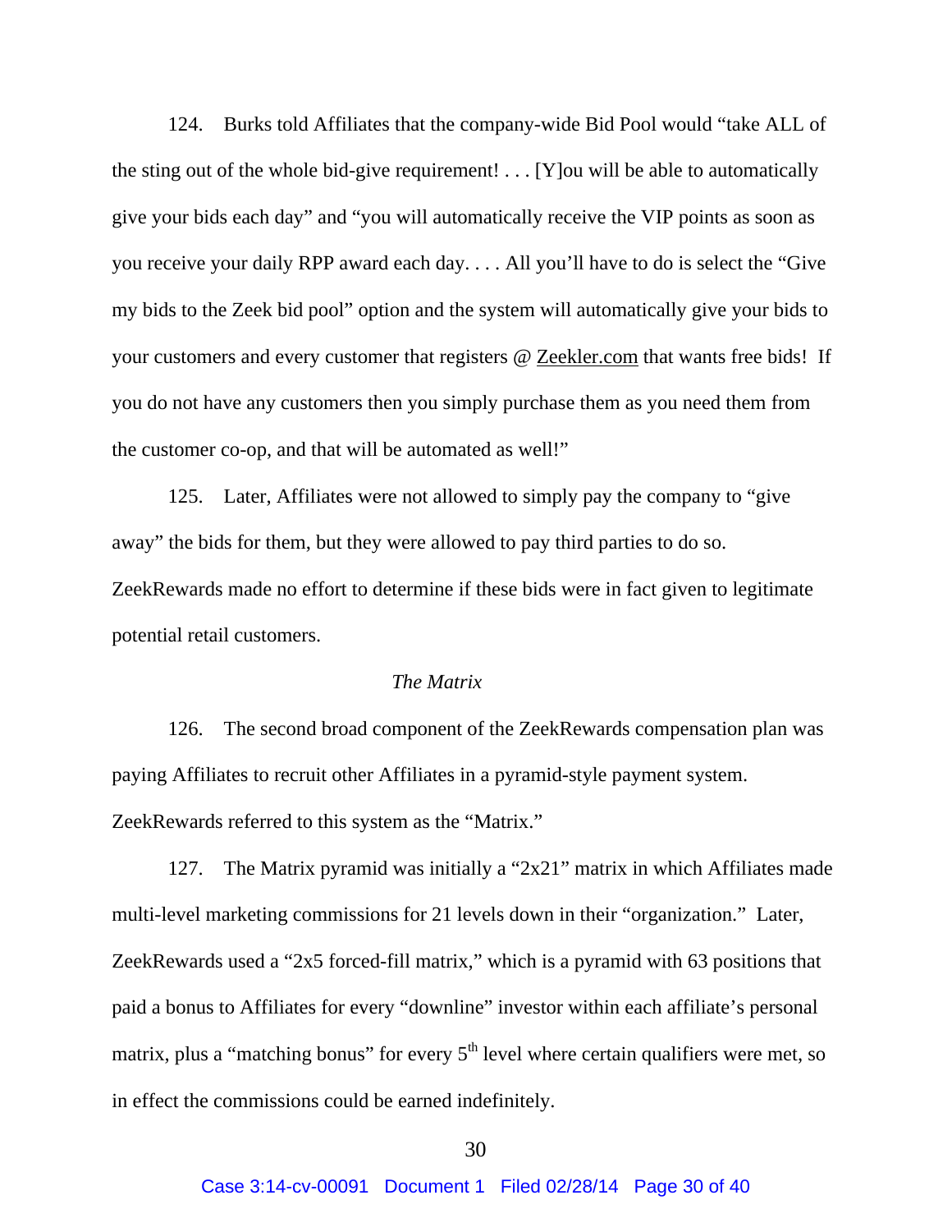124. Burks told Affiliates that the company-wide Bid Pool would "take ALL of the sting out of the whole bid-give requirement! . . . [Y]ou will be able to automatically give your bids each day" and "you will automatically receive the VIP points as soon as you receive your daily RPP award each day. . . . All you'll have to do is select the "Give my bids to the Zeek bid pool" option and the system will automatically give your bids to your customers and every customer that registers @ Zeekler.com that wants free bids! If you do not have any customers then you simply purchase them as you need them from the customer co-op, and that will be automated as well!"

125. Later, Affiliates were not allowed to simply pay the company to "give away" the bids for them, but they were allowed to pay third parties to do so. ZeekRewards made no effort to determine if these bids were in fact given to legitimate potential retail customers.

*The Matrix*

126. The second broad component of the ZeekRewards compensation plan was paying Affiliates to recruit other Affiliates in a pyramid-style payment system. ZeekRewards referred to this system as the "Matrix."

127. The Matrix pyramid was initially a "2x21" matrix in which Affiliates made multi-level marketing commissions for 21 levels down in their "organization." Later, ZeekRewards used a "2x5 forced-fill matrix," which is a pyramid with 63 positions that paid a bonus to Affiliates for every "downline" investor within each affiliate's personal matrix, plus a "matching bonus" for every 5th level where certain qualifiers were met, so in effect the commissions could be earned indefinitely.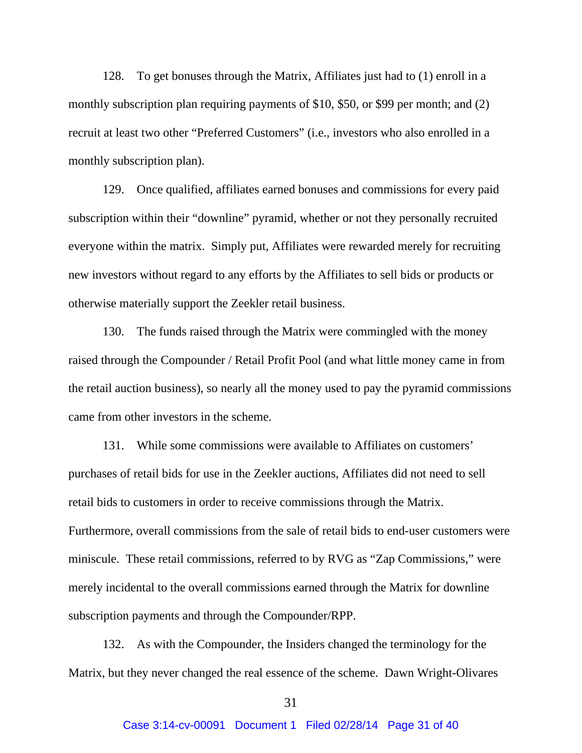128. To get bonuses through the Matrix, Affiliates just had to (1) enroll in a monthly subscription plan requiring payments of $10, $50, or $99 per month; and (2) recruit at least two other "Preferred Customers" (i.e., investors who also enrolled in a monthly subscription plan).

129. Once qualified, affiliates earned bonuses and commissions for every paid subscription within their "downline" pyramid, whether or not they personally recruited everyone within the matrix. Simply put, Affiliates were rewarded merely for recruiting new investors without regard to any efforts by the Affiliates to sell bids or products or otherwise materially support the Zeekler retail business.

130. The funds raised through the Matrix were commingled with the money raised through the Compounder / Retail Profit Pool (and what little money came in from the retail auction business), so nearly all the money used to pay the pyramid commissions came from other investors in the scheme.

131. While some commissions were available to Affiliates on customers' purchases of retail bids for use in the Zeekler auctions, Affiliates did not need to sell retail bids to customers in order to receive commissions through the Matrix. Furthermore, overall commissions from the sale of retail bids to end-user customers were miniscule. These retail commissions, referred to by RVG as "Zap Commissions," were merely incidental to the overall commissions earned through the Matrix for downline subscription payments and through the Compounder/RPP.

132. As with the Compounder, the Insiders changed the terminology for the Matrix, but they never changed the real essence of the scheme. Dawn Wright-Olivares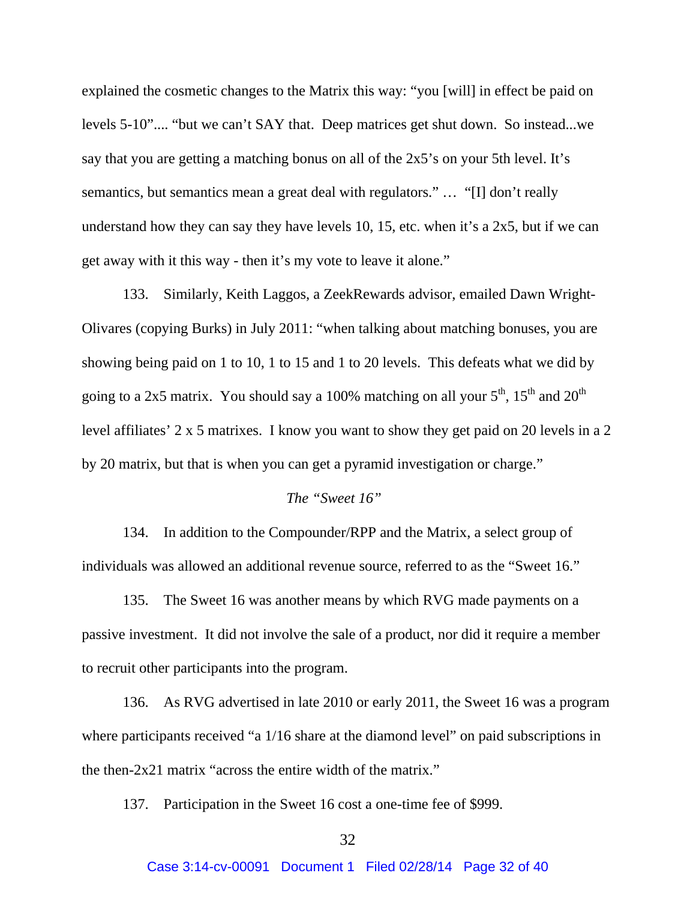explained the cosmetic changes to the Matrix this way: "you [will] in effect be paid on levels 5-10".... "but we can't SAY that. Deep matrices get shut down. So instead...we say that you are getting a matching bonus on all of the 2x5's on your 5th level. It's semantics, but semantics mean a great deal with regulators." … "[I] don't really understand how they can say they have levels 10, 15, etc. when it's a 2x5, but if we can get away with it this way - then it's my vote to leave it alone."

133. Similarly, Keith Laggos, a ZeekRewards advisor, emailed Dawn Wright-Olivares (copying Burks) in July 2011: "when talking about matching bonuses, you are showing being paid on 1 to 10, 1 to 15 and 1 to 20 levels. This defeats what we did by going to a 2x5 matrix. You should say a 100% matching on all your 5th, 15th and 20th level affiliates' 2 x 5 matrixes. I know you want to show they get paid on 20 levels in a 2 by 20 matrix, but that is when you can get a pyramid investigation or charge."

*The "Sweet 16"*

134. In addition to the Compounder/RPP and the Matrix, a select group of individuals was allowed an additional revenue source, referred to as the "Sweet 16."

135. The Sweet 16 was another means by which RVG made payments on a passive investment. It did not involve the sale of a product, nor did it require a member to recruit other participants into the program.

136. As RVG advertised in late 2010 or early 2011, the Sweet 16 was a program where participants received "a 1/16 share at the diamond level" on paid subscriptions in the then-2x21 matrix "across the entire width of the matrix."

137. Participation in the Sweet 16 cost a one-time fee of $999.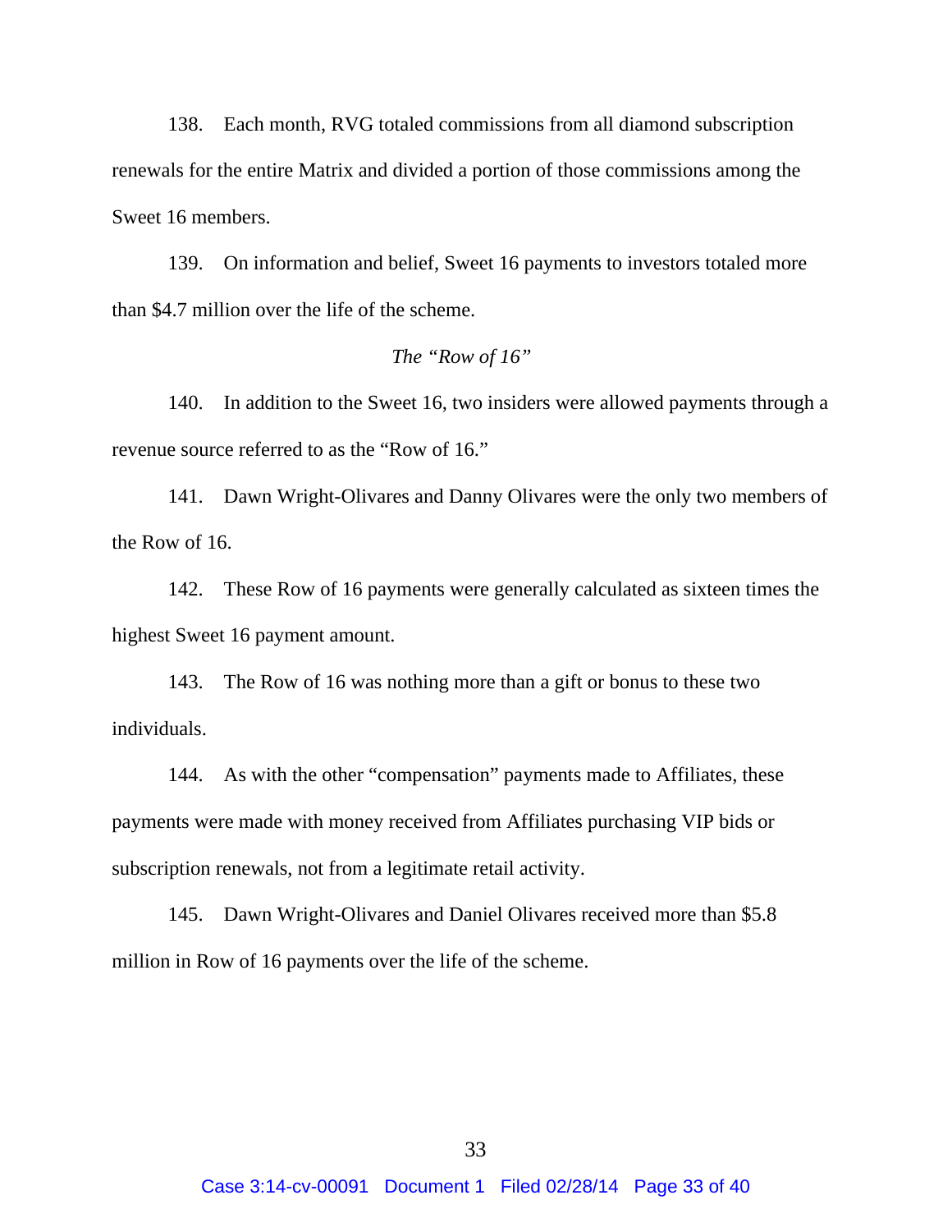138. Each month, RVG totaled commissions from all diamond subscription renewals for the entire Matrix and divided a portion of those commissions among the Sweet 16 members.

139. On information and belief, Sweet 16 payments to investors totaled more than $4.7 million over the life of the scheme.

*The "Row of 16"*

140. In addition to the Sweet 16, two insiders were allowed payments through a revenue source referred to as the "Row of 16."

141. Dawn Wright-Olivares and Danny Olivares were the only two members of the Row of 16.

142. These Row of 16 payments were generally calculated as sixteen times the highest Sweet 16 payment amount.

143. The Row of 16 was nothing more than a gift or bonus to these two individuals.

144. As with the other "compensation" payments made to Affiliates, these payments were made with money received from Affiliates purchasing VIP bids or subscription renewals, not from a legitimate retail activity.

145. Dawn Wright-Olivares and Daniel Olivares received more than $5.8 million in Row of 16 payments over the life of the scheme.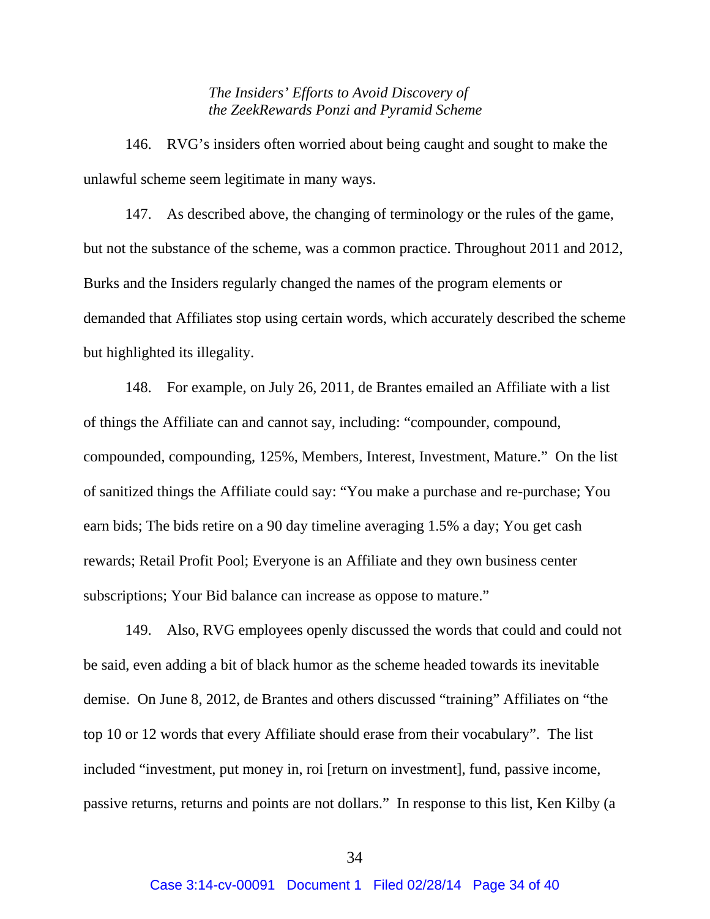*The Insiders' Efforts to Avoid Discovery of the ZeekRewards Ponzi and Pyramid Scheme*

146. RVG's insiders often worried about being caught and sought to make the unlawful scheme seem legitimate in many ways.

147. As described above, the changing of terminology or the rules of the game, but not the substance of the scheme, was a common practice. Throughout 2011 and 2012, Burks and the Insiders regularly changed the names of the program elements or demanded that Affiliates stop using certain words, which accurately described the scheme but highlighted its illegality.

148. For example, on July 26, 2011, de Brantes emailed an Affiliate with a list of things the Affiliate can and cannot say, including: "compounder, compound, compounded, compounding, 125%, Members, Interest, Investment, Mature." On the list of sanitized things the Affiliate could say: "You make a purchase and re-purchase; You earn bids; The bids retire on a 90 day timeline averaging 1.5% a day; You get cash rewards; Retail Profit Pool; Everyone is an Affiliate and they own business center subscriptions; Your Bid balance can increase as oppose to mature."

149. Also, RVG employees openly discussed the words that could and could not be said, even adding a bit of black humor as the scheme headed towards its inevitable demise. On June 8, 2012, de Brantes and others discussed "training" Affiliates on "the top 10 or 12 words that every Affiliate should erase from their vocabulary". The list included "investment, put money in, roi [return on investment], fund, passive income, passive returns, returns and points are not dollars." In response to this list, Ken Kilby (a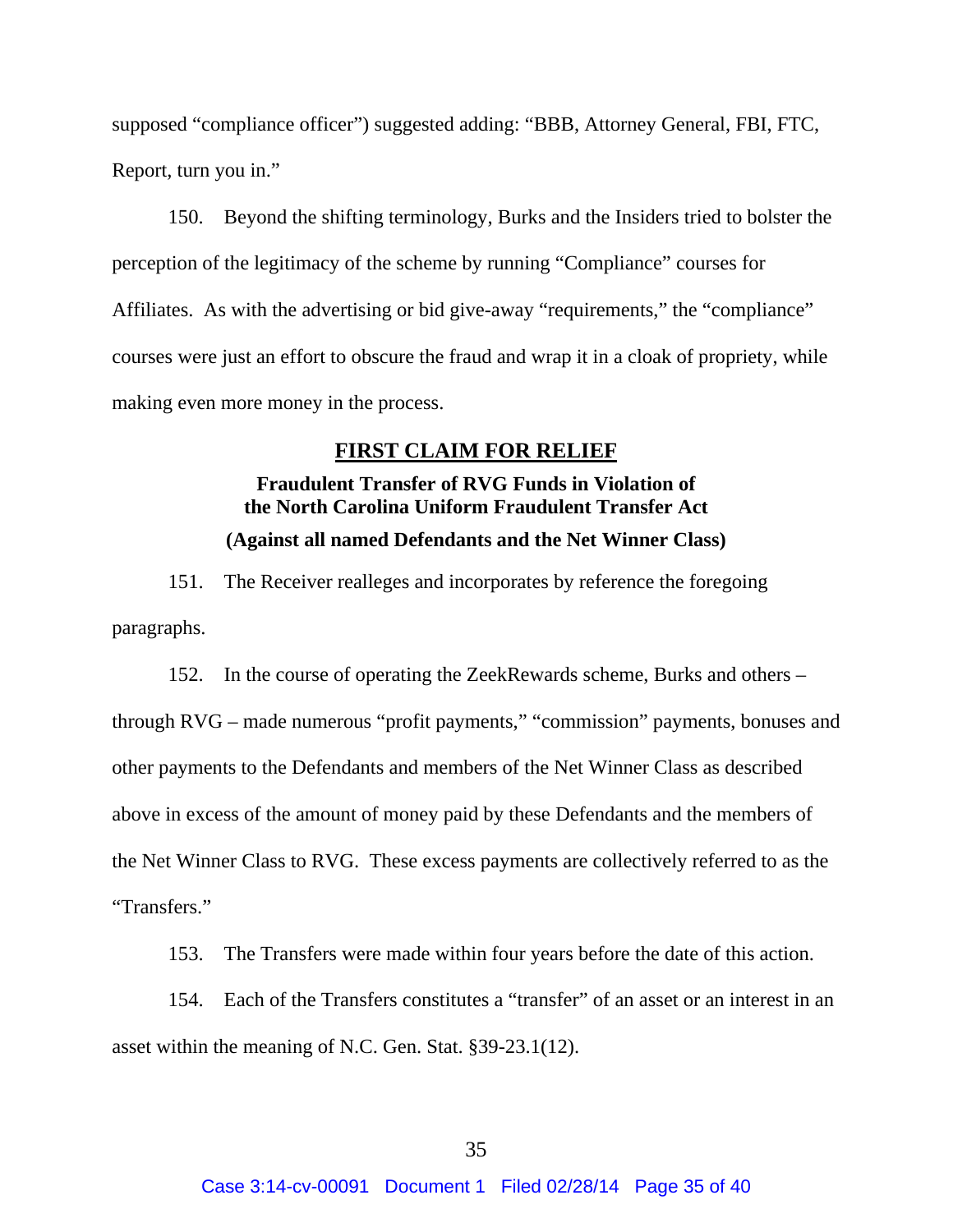supposed "compliance officer") suggested adding: "BBB, Attorney General, FBI, FTC, Report, turn you in."

150. Beyond the shifting terminology, Burks and the Insiders tried to bolster the perception of the legitimacy of the scheme by running "Compliance" courses for Affiliates. As with the advertising or bid give-away "requirements," the "compliance" courses were just an effort to obscure the fraud and wrap it in a cloak of propriety, while making even more money in the process.

## FIRST CLAIM FOR RELIEF

### Fraudulent Transfer of RVG Funds in Violation of the North Carolina Uniform Fraudulent Transfer Act

### (Against all named Defendants and the Net Winner Class)

151. The Receiver realleges and incorporates by reference the foregoing paragraphs.

152. In the course of operating the ZeekRewards scheme, Burks and others – through RVG – made numerous "profit payments," "commission" payments, bonuses and other payments to the Defendants and members of the Net Winner Class as described above in excess of the amount of money paid by these Defendants and the members of the Net Winner Class to RVG. These excess payments are collectively referred to as the "Transfers."

153. The Transfers were made within four years before the date of this action.

154. Each of the Transfers constitutes a "transfer" of an asset or an interest in an asset within the meaning of N.C. Gen. Stat. §39-23.1(12).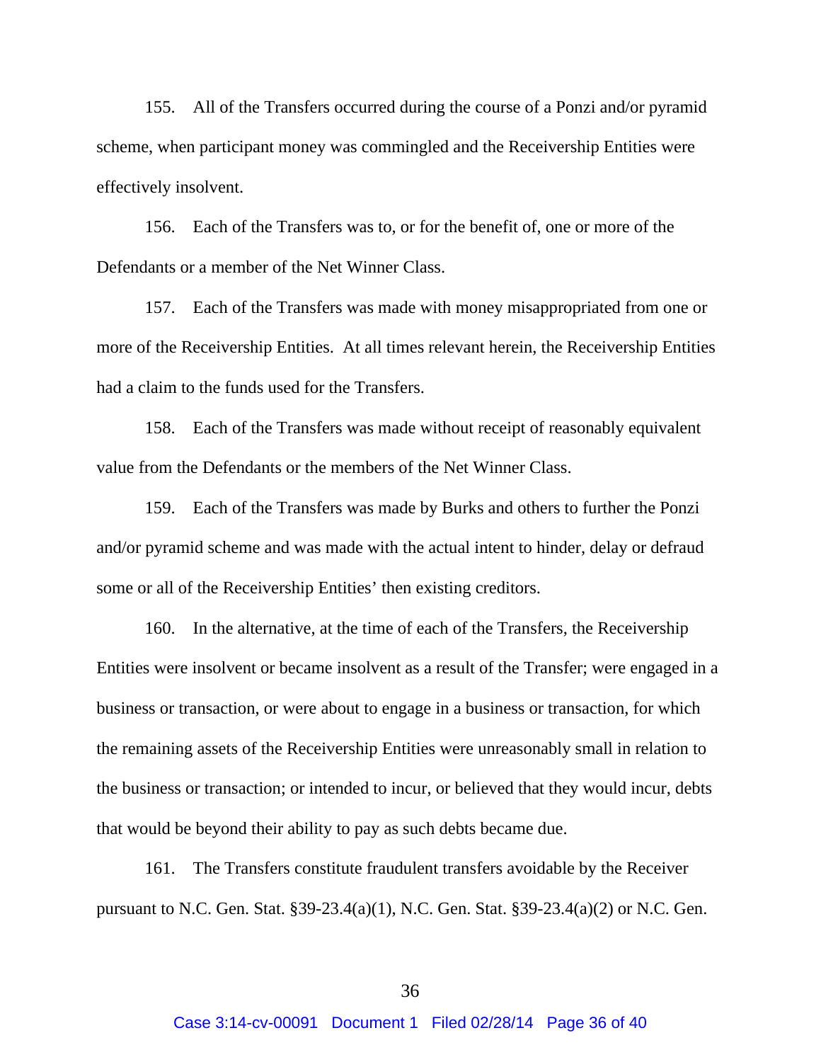155. All of the Transfers occurred during the course of a Ponzi and/or pyramid scheme, when participant money was commingled and the Receivership Entities were effectively insolvent.

156. Each of the Transfers was to, or for the benefit of, one or more of the Defendants or a member of the Net Winner Class.

157. Each of the Transfers was made with money misappropriated from one or more of the Receivership Entities. At all times relevant herein, the Receivership Entities had a claim to the funds used for the Transfers.

158. Each of the Transfers was made without receipt of reasonably equivalent value from the Defendants or the members of the Net Winner Class.

159. Each of the Transfers was made by Burks and others to further the Ponzi and/or pyramid scheme and was made with the actual intent to hinder, delay or defraud some or all of the Receivership Entities' then existing creditors.

160. In the alternative, at the time of each of the Transfers, the Receivership Entities were insolvent or became insolvent as a result of the Transfer; were engaged in a business or transaction, or were about to engage in a business or transaction, for which the remaining assets of the Receivership Entities were unreasonably small in relation to the business or transaction; or intended to incur, or believed that they would incur, debts that would be beyond their ability to pay as such debts became due.

161. The Transfers constitute fraudulent transfers avoidable by the Receiver pursuant to N.C. Gen. Stat. §39-23.4(a)(1), N.C. Gen. Stat. §39-23.4(a)(2) or N.C. Gen.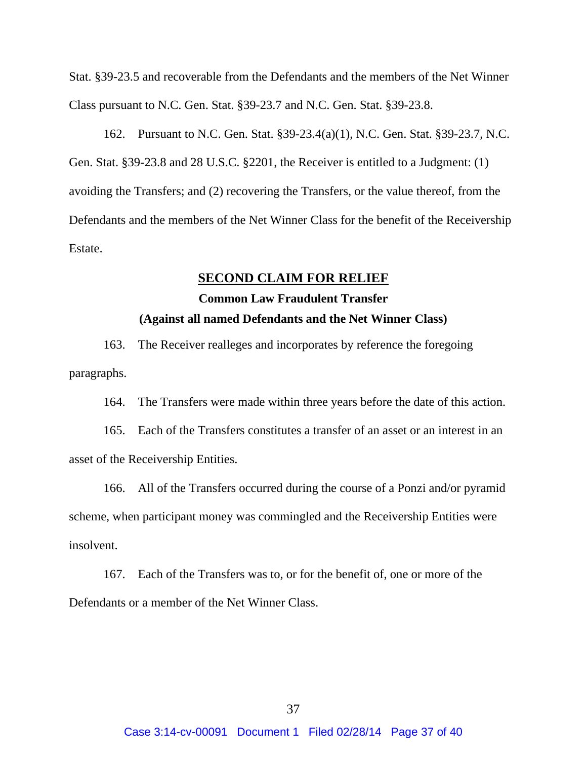Stat. §39-23.5 and recoverable from the Defendants and the members of the Net Winner Class pursuant to N.C. Gen. Stat. §39-23.7 and N.C. Gen. Stat. §39-23.8.

162. Pursuant to N.C. Gen. Stat. §39-23.4(a)(1), N.C. Gen. Stat. §39-23.7, N.C. Gen. Stat. §39-23.8 and 28 U.S.C. §2201, the Receiver is entitled to a Judgment: (1) avoiding the Transfers; and (2) recovering the Transfers, or the value thereof, from the Defendants and the members of the Net Winner Class for the benefit of the Receivership Estate.

## SECOND CLAIM FOR RELIEF

### Common Law Fraudulent Transfer

### (Against all named Defendants and the Net Winner Class)

163. The Receiver realleges and incorporates by reference the foregoing paragraphs.

164. The Transfers were made within three years before the date of this action.

165. Each of the Transfers constitutes a transfer of an asset or an interest in an asset of the Receivership Entities.

166. All of the Transfers occurred during the course of a Ponzi and/or pyramid scheme, when participant money was commingled and the Receivership Entities were insolvent.

167. Each of the Transfers was to, or for the benefit of, one or more of the Defendants or a member of the Net Winner Class.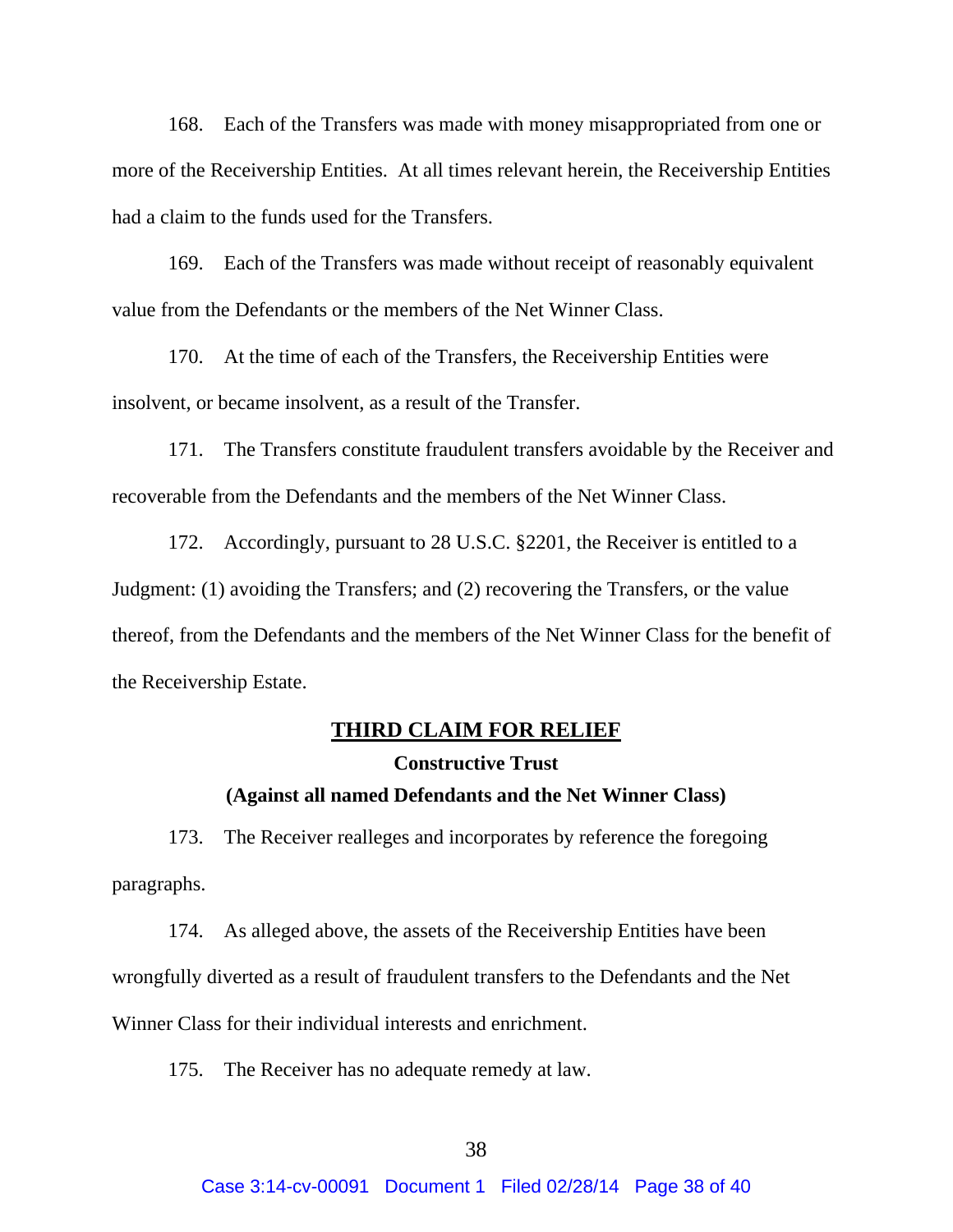168. Each of the Transfers was made with money misappropriated from one or more of the Receivership Entities. At all times relevant herein, the Receivership Entities had a claim to the funds used for the Transfers.

169. Each of the Transfers was made without receipt of reasonably equivalent value from the Defendants or the members of the Net Winner Class.

170. At the time of each of the Transfers, the Receivership Entities were insolvent, or became insolvent, as a result of the Transfer.

171. The Transfers constitute fraudulent transfers avoidable by the Receiver and recoverable from the Defendants and the members of the Net Winner Class.

172. Accordingly, pursuant to 28 U.S.C. §2201, the Receiver is entitled to a Judgment: (1) avoiding the Transfers; and (2) recovering the Transfers, or the value thereof, from the Defendants and the members of the Net Winner Class for the benefit of the Receivership Estate.

## THIRD CLAIM FOR RELIEF

### Constructive Trust

### (Against all named Defendants and the Net Winner Class)

173. The Receiver realleges and incorporates by reference the foregoing paragraphs.

174. As alleged above, the assets of the Receivership Entities have been wrongfully diverted as a result of fraudulent transfers to the Defendants and the Net Winner Class for their individual interests and enrichment.

175. The Receiver has no adequate remedy at law.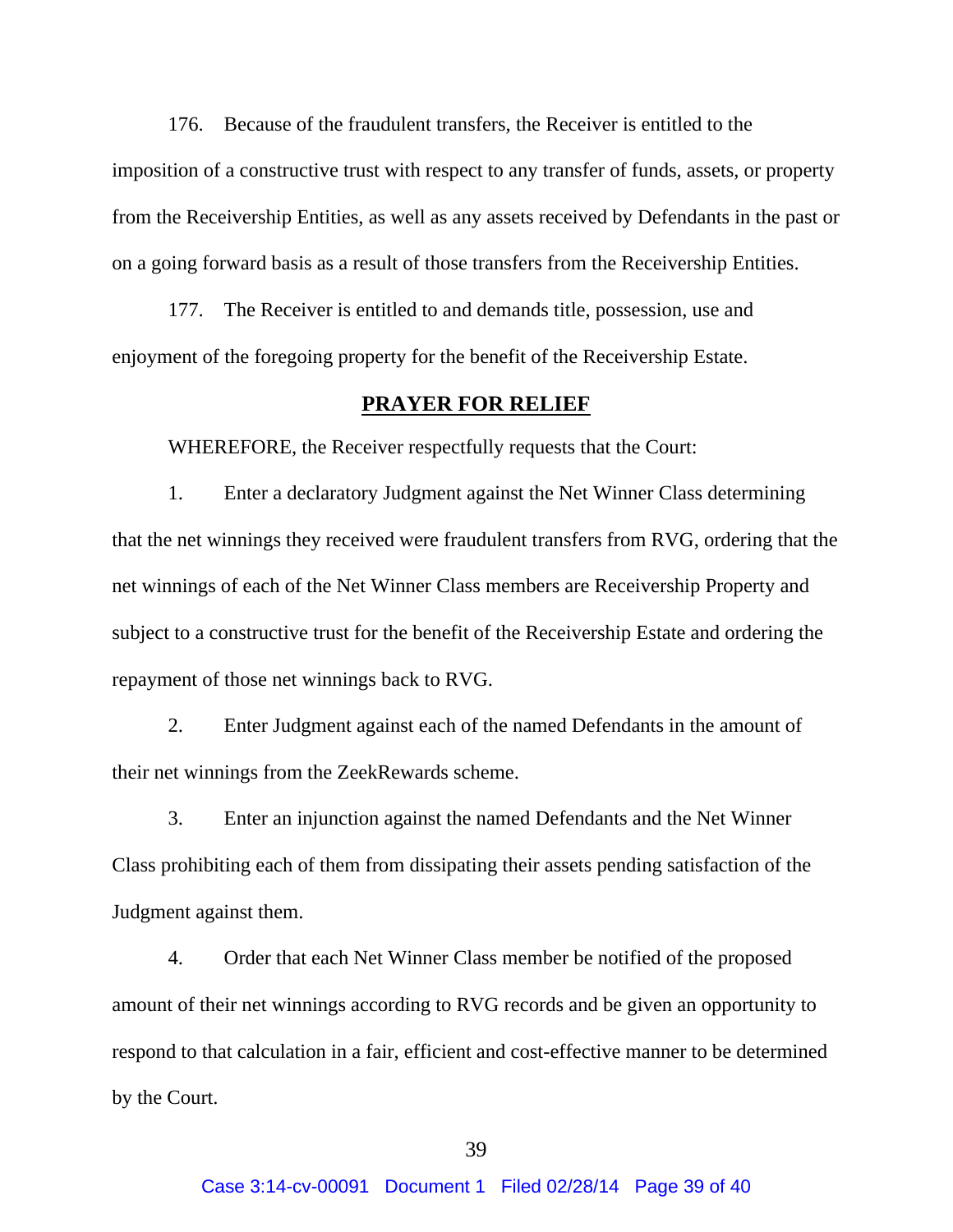176. Because of the fraudulent transfers, the Receiver is entitled to the imposition of a constructive trust with respect to any transfer of funds, assets, or property from the Receivership Entities, as well as any assets received by Defendants in the past or on a going forward basis as a result of those transfers from the Receivership Entities.

177. The Receiver is entitled to and demands title, possession, use and enjoyment of the foregoing property for the benefit of the Receivership Estate.

## PRAYER FOR RELIEF

WHEREFORE, the Receiver respectfully requests that the Court:

1. Enter a declaratory Judgment against the Net Winner Class determining that the net winnings they received were fraudulent transfers from RVG, ordering that the net winnings of each of the Net Winner Class members are Receivership Property and subject to a constructive trust for the benefit of the Receivership Estate and ordering the repayment of those net winnings back to RVG.

2. Enter Judgment against each of the named Defendants in the amount of their net winnings from the ZeekRewards scheme.

3. Enter an injunction against the named Defendants and the Net Winner Class prohibiting each of them from dissipating their assets pending satisfaction of the Judgment against them.

4. Order that each Net Winner Class member be notified of the proposed amount of their net winnings according to RVG records and be given an opportunity to respond to that calculation in a fair, efficient and cost-effective manner to be determined by the Court.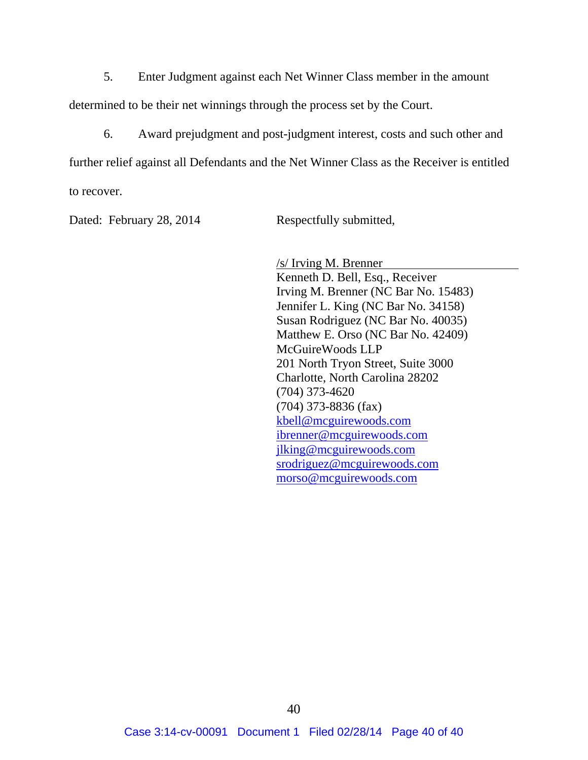5. Enter Judgment against each Net Winner Class member in the amount determined to be their net winnings through the process set by the Court.

6. Award prejudgment and post-judgment interest, costs and such other and further relief against all Defendants and the Net Winner Class as the Receiver is entitled to recover.

Dated: February 28, 2014

Respectfully submitted,

/s/ Irving M. Brenner
Kenneth D. Bell, Esq., Receiver
Irving M. Brenner (NC Bar No. 15483)
Jennifer L. King (NC Bar No. 34158)
Susan Rodriguez (NC Bar No. 40035)
Matthew E. Orso (NC Bar No. 42409)
McGuireWoods LLP
201 North Tryon Street, Suite 3000
Charlotte, North Carolina 28202
(704) 373-4620
(704) 373-8836 (fax)
kbell@mcguirewoods.com
ibrenner@mcguirewoods.com
jlking@mcguirewoods.com
srodriguez@mcguirewoods.com
morso@mcguirewoods.com